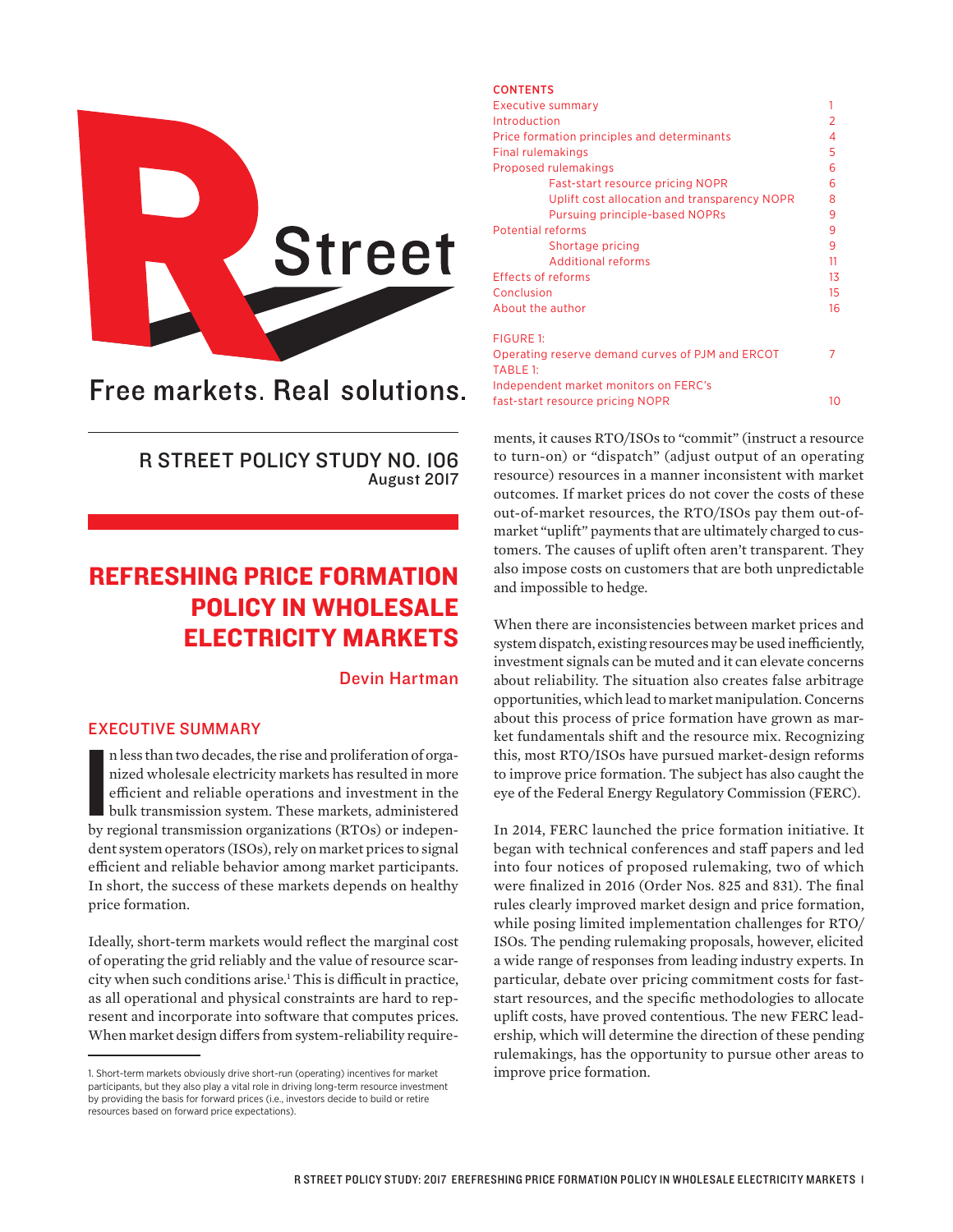R Street

Free markets. Real solutions.

R STREET POLICY STUDY NO. 106
August 2017

# REFRESHING PRICE FORMATION POLICY IN WHOLESALE ELECTRICITY MARKETS

Devin Hartman

**CONTENTS**

| | |
|---|---|
| Executive summary | 1 |
| Introduction | 2 |
| Price formation principles and determinants | 4 |
| Final rulemakings | 5 |
| Proposed rulemakings | 6 |
| Fast-start resource pricing NOPR | 6 |
| Uplift cost allocation and transparency NOPR | 8 |
| Pursuing principle-based NOPRs | 9 |
| Potential reforms | 9 |
| Shortage pricing | 9 |
| Additional reforms | 11 |
| Effects of reforms | 13 |
| Conclusion | 15 |
| About the author | 16 |
| FIGURE 1: Operating reserve demand curves of PJM and ERCOT | 7 |
| TABLE 1: Independent market monitors on FERC's fast-start resource pricing NOPR | 10 |

## EXECUTIVE SUMMARY

In less than two decades, the rise and proliferation of organized wholesale electricity markets has resulted in more efficient and reliable operations and investment in the bulk transmission system. These markets, administered by regional transmission organizations (RTOs) or independent system operators (ISOs), rely on market prices to signal efficient and reliable behavior among market participants. In short, the success of these markets depends on healthy price formation.

Ideally, short-term markets would reflect the marginal cost of operating the grid reliably and the value of resource scarcity when such conditions arise.[1] This is difficult in practice, as all operational and physical constraints are hard to represent and incorporate into software that computes prices. When market design differs from system-reliability requirements, it causes RTO/ISOs to "commit" (instruct a resource to turn-on) or "dispatch" (adjust output of an operating resource) resources in a manner inconsistent with market outcomes. If market prices do not cover the costs of these out-of-market resources, the RTO/ISOs pay them out-of-market "uplift" payments that are ultimately charged to customers. The causes of uplift often aren't transparent. They also impose costs on customers that are both unpredictable and impossible to hedge.

When there are inconsistencies between market prices and system dispatch, existing resources may be used inefficiently, investment signals can be muted and it can elevate concerns about reliability. The situation also creates false arbitrage opportunities, which lead to market manipulation. Concerns about this process of price formation have grown as market fundamentals shift and the resource mix. Recognizing this, most RTO/ISOs have pursued market-design reforms to improve price formation. The subject has also caught the eye of the Federal Energy Regulatory Commission (FERC).

In 2014, FERC launched the price formation initiative. It began with technical conferences and staff papers and led into four notices of proposed rulemaking, two of which were finalized in 2016 (Order Nos. 825 and 831). The final rules clearly improved market design and price formation, while posing limited implementation challenges for RTO/ISOs. The pending rulemaking proposals, however, elicited a wide range of responses from leading industry experts. In particular, debate over pricing commitment costs for fast-start resources, and the specific methodologies to allocate uplift costs, have proved contentious. The new FERC leadership, which will determine the direction of these pending rulemakings, has the opportunity to pursue other areas to improve price formation.

[1] Short-term markets obviously drive short-run (operating) incentives for market participants, but they also play a vital role in driving long-term resource investment by providing the basis for forward prices (i.e., investors decide to build or retire resources based on forward price expectations).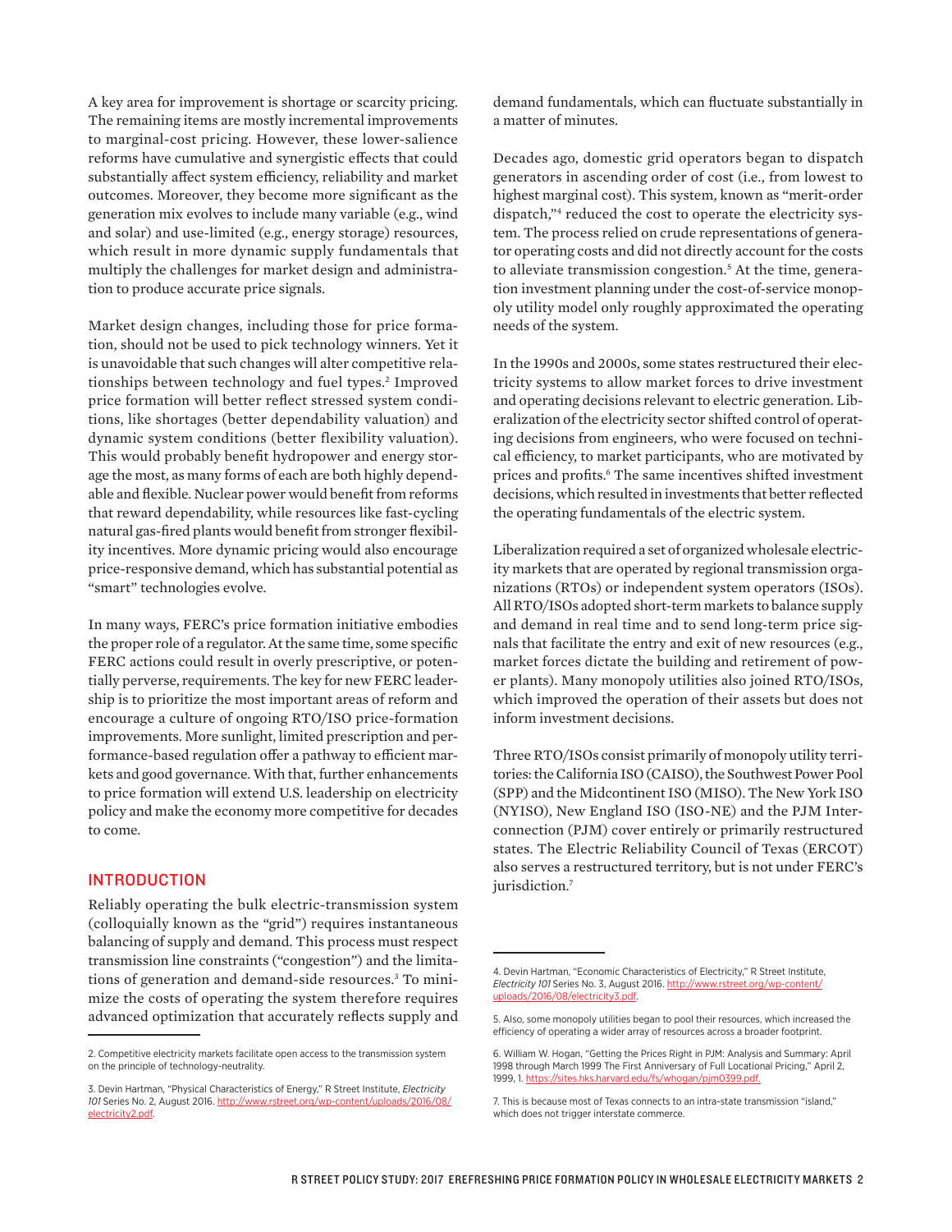A key area for improvement is shortage or scarcity pricing. The remaining items are mostly incremental improvements to marginal-cost pricing. However, these lower-salience reforms have cumulative and synergistic effects that could substantially affect system efficiency, reliability and market outcomes. Moreover, they become more significant as the generation mix evolves to include many variable (e.g., wind and solar) and use-limited (e.g., energy storage) resources, which result in more dynamic supply fundamentals that multiply the challenges for market design and administration to produce accurate price signals.

Market design changes, including those for price formation, should not be used to pick technology winners. Yet it is unavoidable that such changes will alter competitive relationships between technology and fuel types.[2] Improved price formation will better reflect stressed system conditions, like shortages (better dependability valuation) and dynamic system conditions (better flexibility valuation). This would probably benefit hydropower and energy storage the most, as many forms of each are both highly dependable and flexible. Nuclear power would benefit from reforms that reward dependability, while resources like fast-cycling natural gas-fired plants would benefit from stronger flexibility incentives. More dynamic pricing would also encourage price-responsive demand, which has substantial potential as "smart" technologies evolve.

In many ways, FERC's price formation initiative embodies the proper role of a regulator. At the same time, some specific FERC actions could result in overly prescriptive, or potentially perverse, requirements. The key for new FERC leadership is to prioritize the most important areas of reform and encourage a culture of ongoing RTO/ISO price-formation improvements. More sunlight, limited prescription and performance-based regulation offer a pathway to efficient markets and good governance. With that, further enhancements to price formation will extend U.S. leadership on electricity policy and make the economy more competitive for decades to come.

## INTRODUCTION

Reliably operating the bulk electric-transmission system (colloquially known as the "grid") requires instantaneous balancing of supply and demand. This process must respect transmission line constraints ("congestion") and the limitations of generation and demand-side resources.[3] To minimize the costs of operating the system therefore requires advanced optimization that accurately reflects supply and demand fundamentals, which can fluctuate substantially in a matter of minutes.

Decades ago, domestic grid operators began to dispatch generators in ascending order of cost (i.e., from lowest to highest marginal cost). This system, known as "merit-order dispatch,"[4] reduced the cost to operate the electricity system. The process relied on crude representations of generator operating costs and did not directly account for the costs to alleviate transmission congestion.[5] At the time, generation investment planning under the cost-of-service monopoly utility model only roughly approximated the operating needs of the system.

In the 1990s and 2000s, some states restructured their electricity systems to allow market forces to drive investment and operating decisions relevant to electric generation. Liberalization of the electricity sector shifted control of operating decisions from engineers, who were focused on technical efficiency, to market participants, who are motivated by prices and profits.[6] The same incentives shifted investment decisions, which resulted in investments that better reflected the operating fundamentals of the electric system.

Liberalization required a set of organized wholesale electricity markets that are operated by regional transmission organizations (RTOs) or independent system operators (ISOs). All RTO/ISOs adopted short-term markets to balance supply and demand in real time and to send long-term price signals that facilitate the entry and exit of new resources (e.g., market forces dictate the building and retirement of power plants). Many monopoly utilities also joined RTO/ISOs, which improved the operation of their assets but does not inform investment decisions.

Three RTO/ISOs consist primarily of monopoly utility territories: the California ISO (CAISO), the Southwest Power Pool (SPP) and the Midcontinent ISO (MISO). The New York ISO (NYISO), New England ISO (ISO-NE) and the PJM Interconnection (PJM) cover entirely or primarily restructured states. The Electric Reliability Council of Texas (ERCOT) also serves a restructured territory, but is not under FERC's jurisdiction.[7]

---

2. Competitive electricity markets facilitate open access to the transmission system on the principle of technology-neutrality.

3. Devin Hartman, "Physical Characteristics of Energy," R Street Institute, *Electricity 101* Series No. 2, August 2016. http://www.rstreet.org/wp-content/uploads/2016/08/electricity2.pdf.

4. Devin Hartman, "Economic Characteristics of Electricity," R Street Institute, *Electricity 101* Series No. 3, August 2016. http://www.rstreet.org/wp-content/uploads/2016/08/electricity3.pdf.

5. Also, some monopoly utilities began to pool their resources, which increased the efficiency of operating a wider array of resources across a broader footprint.

6. William W. Hogan, "Getting the Prices Right in PJM: Analysis and Summary: April 1998 through March 1999 The First Anniversary of Full Locational Pricing," April 2, 1999, 1. https://sites.hks.harvard.edu/fs/whogan/pjm0399.pdf.

7. This is because most of Texas connects to an intra-state transmission "island," which does not trigger interstate commerce.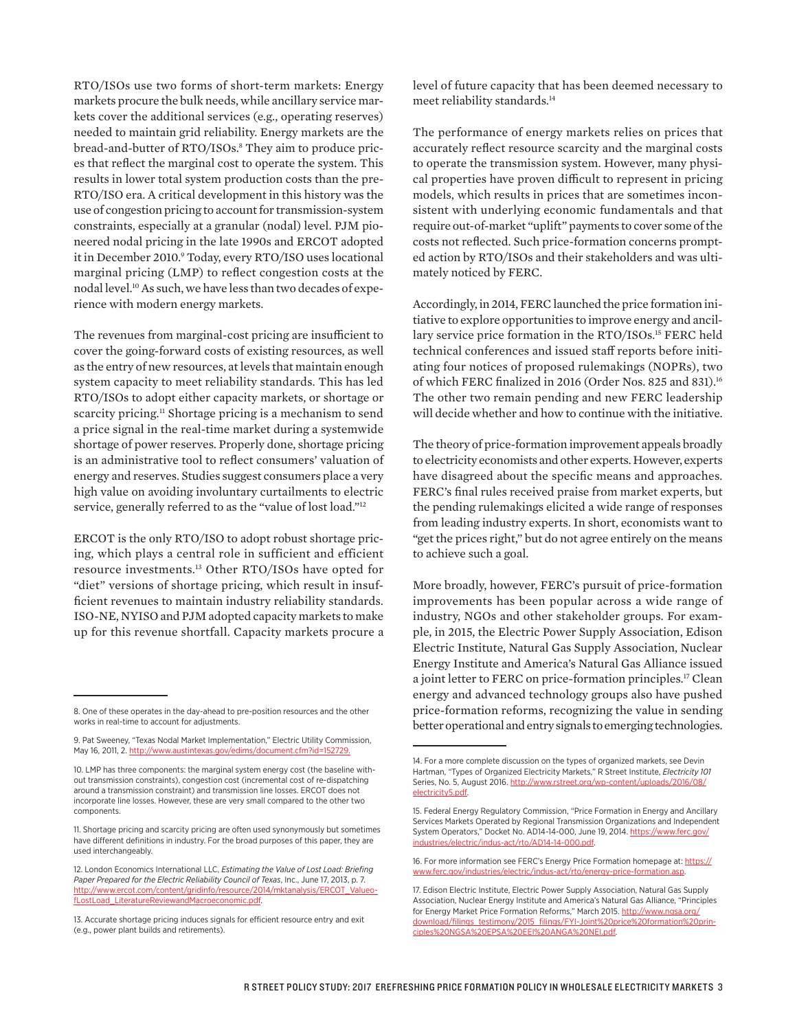RTO/ISOs use two forms of short-term markets: Energy markets procure the bulk needs, while ancillary service markets cover the additional services (e.g., operating reserves) needed to maintain grid reliability. Energy markets are the bread-and-butter of RTO/ISOs.[8] They aim to produce prices that reflect the marginal cost to operate the system. This results in lower total system production costs than the pre-RTO/ISO era. A critical development in this history was the use of congestion pricing to account for transmission-system constraints, especially at a granular (nodal) level. PJM pioneered nodal pricing in the late 1990s and ERCOT adopted it in December 2010.[9] Today, every RTO/ISO uses locational marginal pricing (LMP) to reflect congestion costs at the nodal level.[10] As such, we have less than two decades of experience with modern energy markets.

The revenues from marginal-cost pricing are insufficient to cover the going-forward costs of existing resources, as well as the entry of new resources, at levels that maintain enough system capacity to meet reliability standards. This has led RTO/ISOs to adopt either capacity markets, or shortage or scarcity pricing.[11] Shortage pricing is a mechanism to send a price signal in the real-time market during a systemwide shortage of power reserves. Properly done, shortage pricing is an administrative tool to reflect consumers' valuation of energy and reserves. Studies suggest consumers place a very high value on avoiding involuntary curtailments to electric service, generally referred to as the "value of lost load."[12]

ERCOT is the only RTO/ISO to adopt robust shortage pricing, which plays a central role in sufficient and efficient resource investments.[13] Other RTO/ISOs have opted for "diet" versions of shortage pricing, which result in insufficient revenues to maintain industry reliability standards. ISO-NE, NYISO and PJM adopted capacity markets to make up for this revenue shortfall. Capacity markets procure a level of future capacity that has been deemed necessary to meet reliability standards.[14]

The performance of energy markets relies on prices that accurately reflect resource scarcity and the marginal costs to operate the transmission system. However, many physical properties have proven difficult to represent in pricing models, which results in prices that are sometimes inconsistent with underlying economic fundamentals and that require out-of-market "uplift" payments to cover some of the costs not reflected. Such price-formation concerns prompted action by RTO/ISOs and their stakeholders and was ultimately noticed by FERC.

Accordingly, in 2014, FERC launched the price formation initiative to explore opportunities to improve energy and ancillary service price formation in the RTO/ISOs.[15] FERC held technical conferences and issued staff reports before initiating four notices of proposed rulemakings (NOPRs), two of which FERC finalized in 2016 (Order Nos. 825 and 831).[16] The other two remain pending and new FERC leadership will decide whether and how to continue with the initiative.

The theory of price-formation improvement appeals broadly to electricity economists and other experts. However, experts have disagreed about the specific means and approaches. FERC's final rules received praise from market experts, but the pending rulemakings elicited a wide range of responses from leading industry experts. In short, economists want to "get the prices right," but do not agree entirely on the means to achieve such a goal.

More broadly, however, FERC's pursuit of price-formation improvements has been popular across a wide range of industry, NGOs and other stakeholder groups. For example, in 2015, the Electric Power Supply Association, Edison Electric Institute, Natural Gas Supply Association, Nuclear Energy Institute and America's Natural Gas Alliance issued a joint letter to FERC on price-formation principles.[17] Clean energy and advanced technology groups also have pushed price-formation reforms, recognizing the value in sending better operational and entry signals to emerging technologies.

---

8. One of these operates in the day-ahead to pre-position resources and the other works in real-time to account for adjustments.

9. Pat Sweeney, "Texas Nodal Market Implementation," Electric Utility Commission, May 16, 2011, 2. http://www.austintexas.gov/edims/document.cfm?id=152729.

10. LMP has three components: the marginal system energy cost (the baseline without transmission constraints), congestion cost (incremental cost of re-dispatching around a transmission constraint) and transmission line losses. ERCOT does not incorporate line losses. However, these are very small compared to the other two components.

11. Shortage pricing and scarcity pricing are often used synonymously but sometimes have different definitions in industry. For the broad purposes of this paper, they are used interchangeably.

12. London Economics International LLC, *Estimating the Value of Lost Load: Briefing Paper Prepared for the Electric Reliability Council of Texas*, Inc., June 17, 2013, p. 7. http://www.ercot.com/content/gridinfo/resource/2014/mktanalysis/ERCOT_ValueofLostLoad_LiteratureReviewandMacroeconomic.pdf.

13. Accurate shortage pricing induces signals for efficient resource entry and exit (e.g., power plant builds and retirements).

14. For a more complete discussion on the types of organized markets, see Devin Hartman, "Types of Organized Electricity Markets," R Street Institute, *Electricity 101* Series, No. 5, August 2016. http://www.rstreet.org/wp-content/uploads/2016/08/electricity5.pdf.

15. Federal Energy Regulatory Commission, "Price Formation in Energy and Ancillary Services Markets Operated by Regional Transmission Organizations and Independent System Operators," Docket No. AD14-14-000, June 19, 2014. https://www.ferc.gov/industries/electric/indus-act/rto/AD14-14-000.pdf.

16. For more information see FERC's Energy Price Formation homepage at: https://www.ferc.gov/industries/electric/indus-act/rto/energy-price-formation.asp.

17. Edison Electric Institute, Electric Power Supply Association, Natural Gas Supply Association, Nuclear Energy Institute and America's Natural Gas Alliance, "Principles for Energy Market Price Formation Reforms," March 2015. http://www.ngsa.org/download/filings_testimony/2015_filings/FYI-Joint%20price%20formation%20principles%20NGSA%20EPSA%20EEI%20ANGA%20NEI.pdf.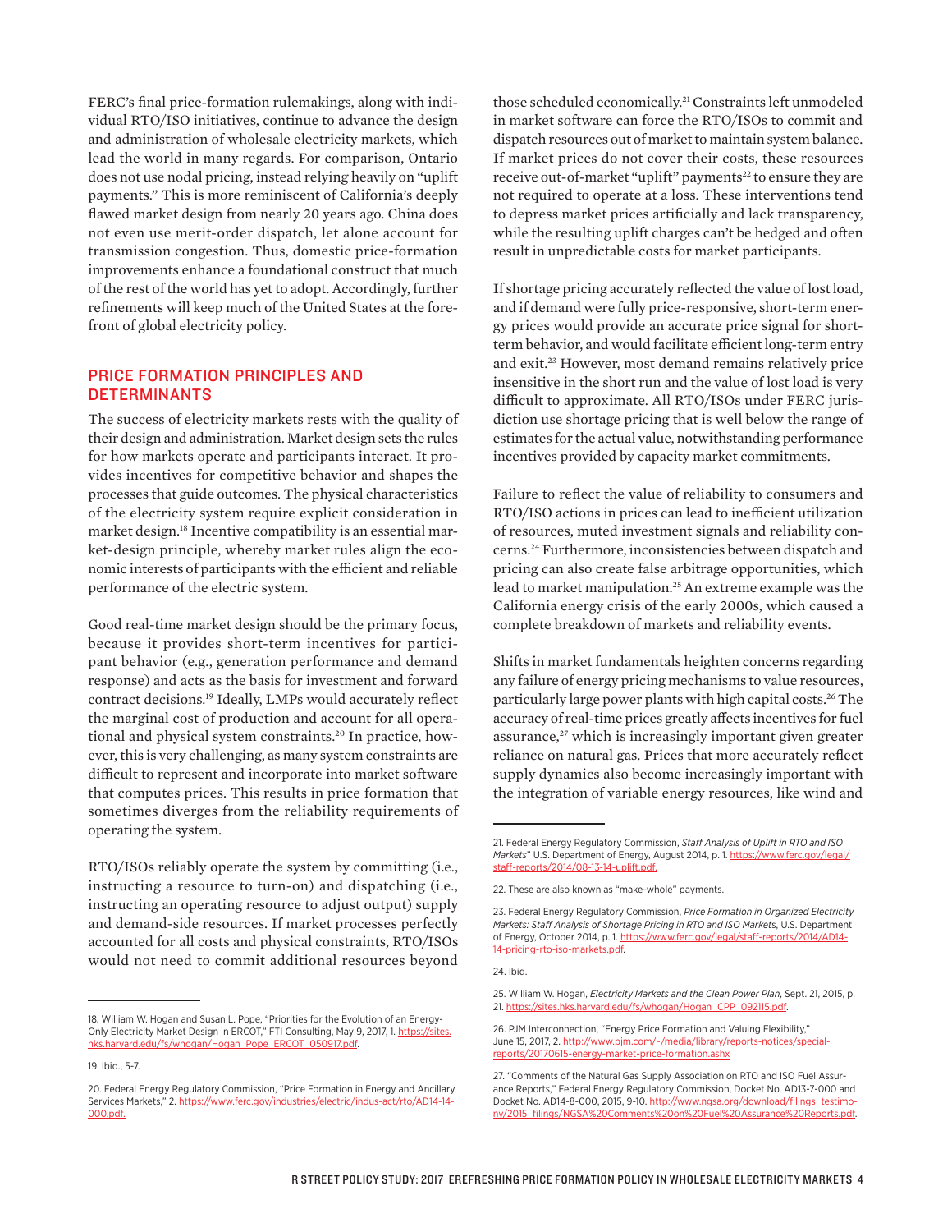FERC's final price-formation rulemakings, along with individual RTO/ISO initiatives, continue to advance the design and administration of wholesale electricity markets, which lead the world in many regards. For comparison, Ontario does not use nodal pricing, instead relying heavily on "uplift payments." This is more reminiscent of California's deeply flawed market design from nearly 20 years ago. China does not even use merit-order dispatch, let alone account for transmission congestion. Thus, domestic price-formation improvements enhance a foundational construct that much of the rest of the world has yet to adopt. Accordingly, further refinements will keep much of the United States at the forefront of global electricity policy.

## PRICE FORMATION PRINCIPLES AND DETERMINANTS

The success of electricity markets rests with the quality of their design and administration. Market design sets the rules for how markets operate and participants interact. It provides incentives for competitive behavior and shapes the processes that guide outcomes. The physical characteristics of the electricity system require explicit consideration in market design.[18] Incentive compatibility is an essential market-design principle, whereby market rules align the economic interests of participants with the efficient and reliable performance of the electric system.

Good real-time market design should be the primary focus, because it provides short-term incentives for participant behavior (e.g., generation performance and demand response) and acts as the basis for investment and forward contract decisions.[19] Ideally, LMPs would accurately reflect the marginal cost of production and account for all operational and physical system constraints.[20] In practice, however, this is very challenging, as many system constraints are difficult to represent and incorporate into market software that computes prices. This results in price formation that sometimes diverges from the reliability requirements of operating the system.

RTO/ISOs reliably operate the system by committing (i.e., instructing a resource to turn-on) and dispatching (i.e., instructing an operating resource to adjust output) supply and demand-side resources. If market processes perfectly accounted for all costs and physical constraints, RTO/ISOs would not need to commit additional resources beyond those scheduled economically.[21] Constraints left unmodeled in market software can force the RTO/ISOs to commit and dispatch resources out of market to maintain system balance. If market prices do not cover their costs, these resources receive out-of-market "uplift" payments[22] to ensure they are not required to operate at a loss. These interventions tend to depress market prices artificially and lack transparency, while the resulting uplift charges can't be hedged and often result in unpredictable costs for market participants.

If shortage pricing accurately reflected the value of lost load, and if demand were fully price-responsive, short-term energy prices would provide an accurate price signal for short-term behavior, and would facilitate efficient long-term entry and exit.[23] However, most demand remains relatively price insensitive in the short run and the value of lost load is very difficult to approximate. All RTO/ISOs under FERC jurisdiction use shortage pricing that is well below the range of estimates for the actual value, notwithstanding performance incentives provided by capacity market commitments.

Failure to reflect the value of reliability to consumers and RTO/ISO actions in prices can lead to inefficient utilization of resources, muted investment signals and reliability concerns.[24] Furthermore, inconsistencies between dispatch and pricing can also create false arbitrage opportunities, which lead to market manipulation.[25] An extreme example was the California energy crisis of the early 2000s, which caused a complete breakdown of markets and reliability events.

Shifts in market fundamentals heighten concerns regarding any failure of energy pricing mechanisms to value resources, particularly large power plants with high capital costs.[26] The accuracy of real-time prices greatly affects incentives for fuel assurance,[27] which is increasingly important given greater reliance on natural gas. Prices that more accurately reflect supply dynamics also become increasingly important with the integration of variable energy resources, like wind and

---

18. William W. Hogan and Susan L. Pope, "Priorities for the Evolution of an Energy-Only Electricity Market Design in ERCOT," FTI Consulting, May 9, 2017, 1. https://sites.hks.harvard.edu/fs/whogan/Hogan_Pope_ERCOT_050917.pdf.

19. Ibid., 5-7.

20. Federal Energy Regulatory Commission, "Price Formation in Energy and Ancillary Services Markets," 2. https://www.ferc.gov/industries/electric/indus-act/rto/AD14-14-000.pdf.

21. Federal Energy Regulatory Commission, *Staff Analysis of Uplift in RTO and ISO Markets*" U.S. Department of Energy, August 2014, p. 1. https://www.ferc.gov/legal/staff-reports/2014/08-13-14-uplift.pdf.

22. These are also known as "make-whole" payments.

23. Federal Energy Regulatory Commission, *Price Formation in Organized Electricity Markets: Staff Analysis of Shortage Pricing in RTO and ISO Markets*, U.S. Department of Energy, October 2014, p. 1. https://www.ferc.gov/legal/staff-reports/2014/AD14-14-pricing-rto-iso-markets.pdf.

24. Ibid.

25. William W. Hogan, *Electricity Markets and the Clean Power Plan*, Sept. 21, 2015, p. 21. https://sites.hks.harvard.edu/fs/whogan/Hogan_CPP_092115.pdf.

26. PJM Interconnection, "Energy Price Formation and Valuing Flexibility," June 15, 2017, 2. http://www.pjm.com/-/media/library/reports-notices/special-reports/20170615-energy-market-price-formation.ashx

27. "Comments of the Natural Gas Supply Association on RTO and ISO Fuel Assurance Reports," Federal Energy Regulatory Commission, Docket No. AD13-7-000 and Docket No. AD14-8-000, 2015, 9-10. http://www.ngsa.org/download/filings_testimony/2015_filings/NGSA%20Comments%20on%20Fuel%20Assurance%20Reports.pdf.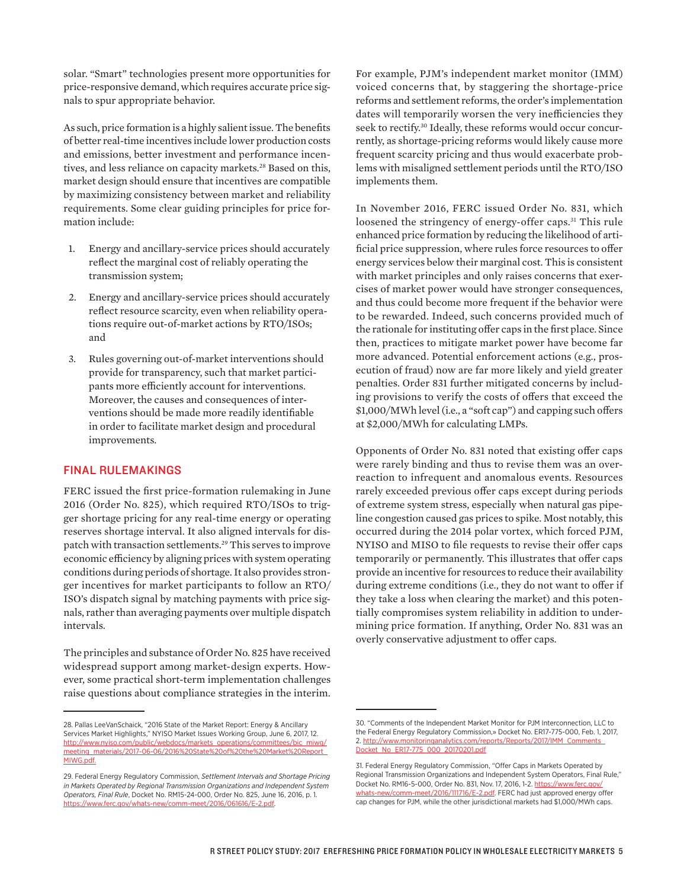solar. "Smart" technologies present more opportunities for price-responsive demand, which requires accurate price signals to spur appropriate behavior.

As such, price formation is a highly salient issue. The benefits of better real-time incentives include lower production costs and emissions, better investment and performance incentives, and less reliance on capacity markets.[28] Based on this, market design should ensure that incentives are compatible by maximizing consistency between market and reliability requirements. Some clear guiding principles for price formation include:

1. Energy and ancillary-service prices should accurately reflect the marginal cost of reliably operating the transmission system;
2. Energy and ancillary-service prices should accurately reflect resource scarcity, even when reliability operations require out-of-market actions by RTO/ISOs; and
3. Rules governing out-of-market interventions should provide for transparency, such that market participants more efficiently account for interventions. Moreover, the causes and consequences of interventions should be made more readily identifiable in order to facilitate market design and procedural improvements.

## FINAL RULEMAKINGS

FERC issued the first price-formation rulemaking in June 2016 (Order No. 825), which required RTO/ISOs to trigger shortage pricing for any real-time energy or operating reserves shortage interval. It also aligned intervals for dispatch with transaction settlements.[29] This serves to improve economic efficiency by aligning prices with system operating conditions during periods of shortage. It also provides stronger incentives for market participants to follow an RTO/ISO's dispatch signal by matching payments with price signals, rather than averaging payments over multiple dispatch intervals.

The principles and substance of Order No. 825 have received widespread support among market-design experts. However, some practical short-term implementation challenges raise questions about compliance strategies in the interim. For example, PJM's independent market monitor (IMM) voiced concerns that, by staggering the shortage-price reforms and settlement reforms, the order's implementation dates will temporarily worsen the very inefficiencies they seek to rectify.[30] Ideally, these reforms would occur concurrently, as shortage-pricing reforms would likely cause more frequent scarcity pricing and thus would exacerbate problems with misaligned settlement periods until the RTO/ISO implements them.

In November 2016, FERC issued Order No. 831, which loosened the stringency of energy-offer caps.[31] This rule enhanced price formation by reducing the likelihood of artificial price suppression, where rules force resources to offer energy services below their marginal cost. This is consistent with market principles and only raises concerns that exercises of market power would have stronger consequences, and thus could become more frequent if the behavior were to be rewarded. Indeed, such concerns provided much of the rationale for instituting offer caps in the first place. Since then, practices to mitigate market power have become far more advanced. Potential enforcement actions (e.g., prosecution of fraud) now are far more likely and yield greater penalties. Order 831 further mitigated concerns by including provisions to verify the costs of offers that exceed the $1,000/MWh level (i.e., a "soft cap") and capping such offers at $2,000/MWh for calculating LMPs.

Opponents of Order No. 831 noted that existing offer caps were rarely binding and thus to revise them was an overreaction to infrequent and anomalous events. Resources rarely exceeded previous offer caps except during periods of extreme system stress, especially when natural gas pipeline congestion caused gas prices to spike. Most notably, this occurred during the 2014 polar vortex, which forced PJM, NYISO and MISO to file requests to revise their offer caps temporarily or permanently. This illustrates that offer caps provide an incentive for resources to reduce their availability during extreme conditions (i.e., they do not want to offer if they take a loss when clearing the market) and this potentially compromises system reliability in addition to undermining price formation. If anything, Order No. 831 was an overly conservative adjustment to offer caps.

---

28. Pallas LeeVanSchaick, "2016 State of the Market Report: Energy & Ancillary Services Market Highlights," NYISO Market Issues Working Group, June 6, 2017, 12. http://www.nyiso.com/public/webdocs/markets_operations/committees/bic_miwg/meeting_materials/2017-06-06/2016%20State%20of%20the%20Market%20Report_MIWG.pdf.

29. Federal Energy Regulatory Commission, *Settlement Intervals and Shortage Pricing in Markets Operated by Regional Transmission Organizations and Independent System Operators, Final Rule*, Docket No. RM15-24-000, Order No. 825, June 16, 2016, p. 1. https://www.ferc.gov/whats-new/comm-meet/2016/061616/E-2.pdf.

30. "Comments of the Independent Market Monitor for PJM Interconnection, LLC to the Federal Energy Regulatory Commission," Docket No. ER17-775-000, Feb. 1, 2017, 2. http://www.monitoringanalytics.com/reports/Reports/2017/IMM_Comments_Docket_No_ER17-775_000_20170201.pdf

31. Federal Energy Regulatory Commission, "Offer Caps in Markets Operated by Regional Transmission Organizations and Independent System Operators, Final Rule," Docket No. RM16-5-000, Order No. 831, Nov. 17, 2016, 1-2. https://www.ferc.gov/whats-new/comm-meet/2016/111716/E-2.pdf. FERC had just approved energy offer cap changes for PJM, while the other jurisdictional markets had $1,000/MWh caps.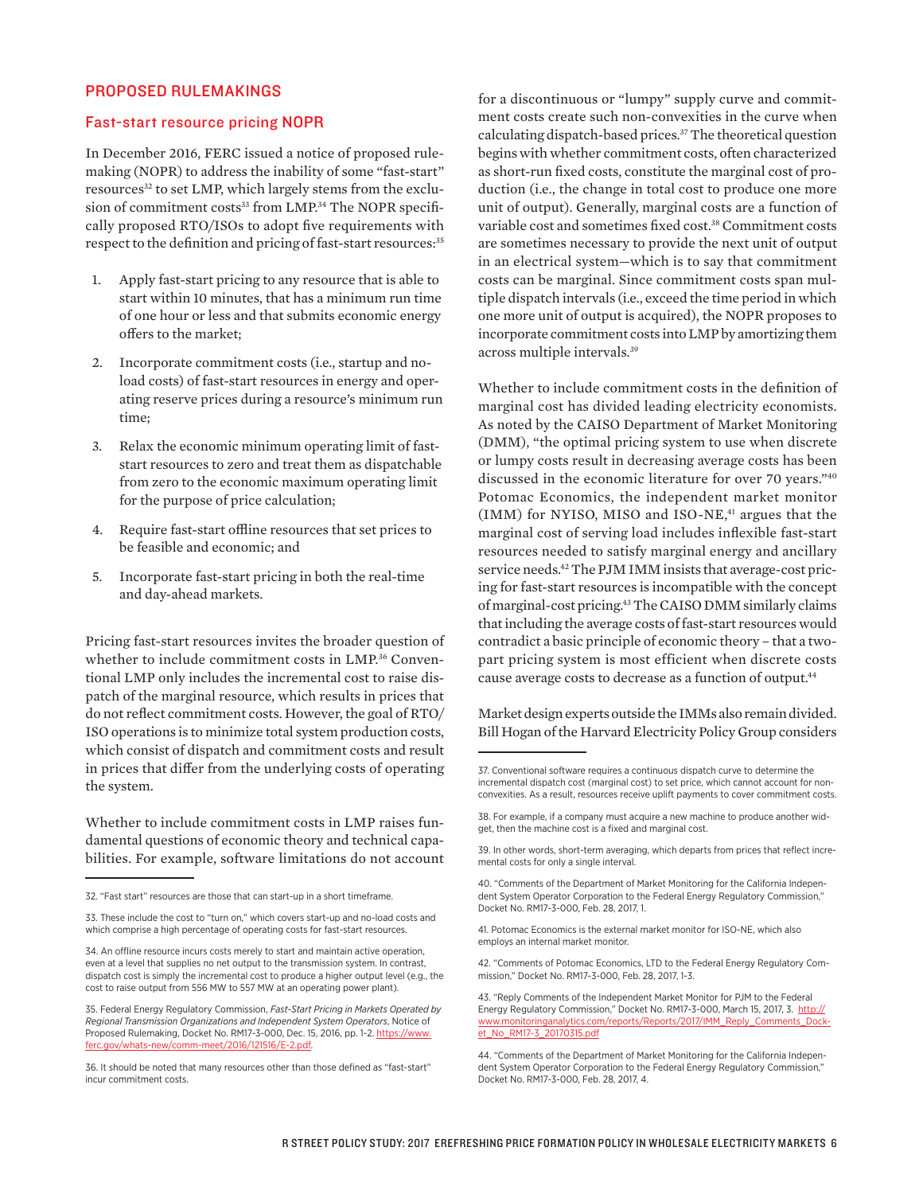## PROPOSED RULEMAKINGS

### Fast-start resource pricing NOPR

In December 2016, FERC issued a notice of proposed rulemaking (NOPR) to address the inability of some "fast-start" resources[32] to set LMP, which largely stems from the exclusion of commitment costs[33] from LMP.[34] The NOPR specifically proposed RTO/ISOs to adopt five requirements with respect to the definition and pricing of fast-start resources:[35]

1. Apply fast-start pricing to any resource that is able to start within 10 minutes, that has a minimum run time of one hour or less and that submits economic energy offers to the market;
2. Incorporate commitment costs (i.e., startup and no-load costs) of fast-start resources in energy and operating reserve prices during a resource's minimum run time;
3. Relax the economic minimum operating limit of fast-start resources to zero and treat them as dispatchable from zero to the economic maximum operating limit for the purpose of price calculation;
4. Require fast-start offline resources that set prices to be feasible and economic; and
5. Incorporate fast-start pricing in both the real-time and day-ahead markets.

Pricing fast-start resources invites the broader question of whether to include commitment costs in LMP.[36] Conventional LMP only includes the incremental cost to raise dispatch of the marginal resource, which results in prices that do not reflect commitment costs. However, the goal of RTO/ISO operations is to minimize total system production costs, which consist of dispatch and commitment costs and result in prices that differ from the underlying costs of operating the system.

Whether to include commitment costs in LMP raises fundamental questions of economic theory and technical capabilities. For example, software limitations do not account for a discontinuous or "lumpy" supply curve and commitment costs create such non-convexities in the curve when calculating dispatch-based prices.[37] The theoretical question begins with whether commitment costs, often characterized as short-run fixed costs, constitute the marginal cost of production (i.e., the change in total cost to produce one more unit of output). Generally, marginal costs are a function of variable cost and sometimes fixed cost.[38] Commitment costs are sometimes necessary to provide the next unit of output in an electrical system—which is to say that commitment costs can be marginal. Since commitment costs span multiple dispatch intervals (i.e., exceed the time period in which one more unit of output is acquired), the NOPR proposes to incorporate commitment costs into LMP by amortizing them across multiple intervals.[39]

Whether to include commitment costs in the definition of marginal cost has divided leading electricity economists. As noted by the CAISO Department of Market Monitoring (DMM), "the optimal pricing system to use when discrete or lumpy costs result in decreasing average costs has been discussed in the economic literature for over 70 years."[40] Potomac Economics, the independent market monitor (IMM) for NYISO, MISO and ISO-NE,[41] argues that the marginal cost of serving load includes inflexible fast-start resources needed to satisfy marginal energy and ancillary service needs.[42] The PJM IMM insists that average-cost pricing for fast-start resources is incompatible with the concept of marginal-cost pricing.[43] The CAISO DMM similarly claims that including the average costs of fast-start resources would contradict a basic principle of economic theory – that a two-part pricing system is most efficient when discrete costs cause average costs to decrease as a function of output.[44]

Market design experts outside the IMMs also remain divided. Bill Hogan of the Harvard Electricity Policy Group considers

---

32. "Fast start" resources are those that can start-up in a short timeframe.

33. These include the cost to "turn on," which covers start-up and no-load costs and which comprise a high percentage of operating costs for fast-start resources.

34. An offline resource incurs costs merely to start and maintain active operation, even at a level that supplies no net output to the transmission system. In contrast, dispatch cost is simply the incremental cost to produce a higher output level (e.g., the cost to raise output from 556 MW to 557 MW at an operating power plant).

35. Federal Energy Regulatory Commission, *Fast-Start Pricing in Markets Operated by Regional Transmission Organizations and Independent System Operators*, Notice of Proposed Rulemaking, Docket No. RM17-3-000, Dec. 15, 2016, pp. 1-2. https://www.ferc.gov/whats-new/comm-meet/2016/121516/E-2.pdf.

36. It should be noted that many resources other than those defined as "fast-start" incur commitment costs.

37. Conventional software requires a continuous dispatch curve to determine the incremental dispatch cost (marginal cost) to set price, which cannot account for non-convexities. As a result, resources receive uplift payments to cover commitment costs.

38. For example, if a company must acquire a new machine to produce another widget, then the machine cost is a fixed and marginal cost.

39. In other words, short-term averaging, which departs from prices that reflect incremental costs for only a single interval.

40. "Comments of the Department of Market Monitoring for the California Independent System Operator Corporation to the Federal Energy Regulatory Commission," Docket No. RM17-3-000, Feb. 28, 2017, 1.

41. Potomac Economics is the external market monitor for ISO-NE, which also employs an internal market monitor.

42. "Comments of Potomac Economics, LTD to the Federal Energy Regulatory Commission," Docket No. RM17-3-000, Feb. 28, 2017, 1-3.

43. "Reply Comments of the Independent Market Monitor for PJM to the Federal Energy Regulatory Commission," Docket No. RM17-3-000, March 15, 2017, 3. http://www.monitoringanalytics.com/reports/Reports/2017/IMM_Reply_Comments_Docket_No_RM17-3_20170315.pdf

44. "Comments of the Department of Market Monitoring for the California Independent System Operator Corporation to the Federal Energy Regulatory Commission," Docket No. RM17-3-000, Feb. 28, 2017, 4.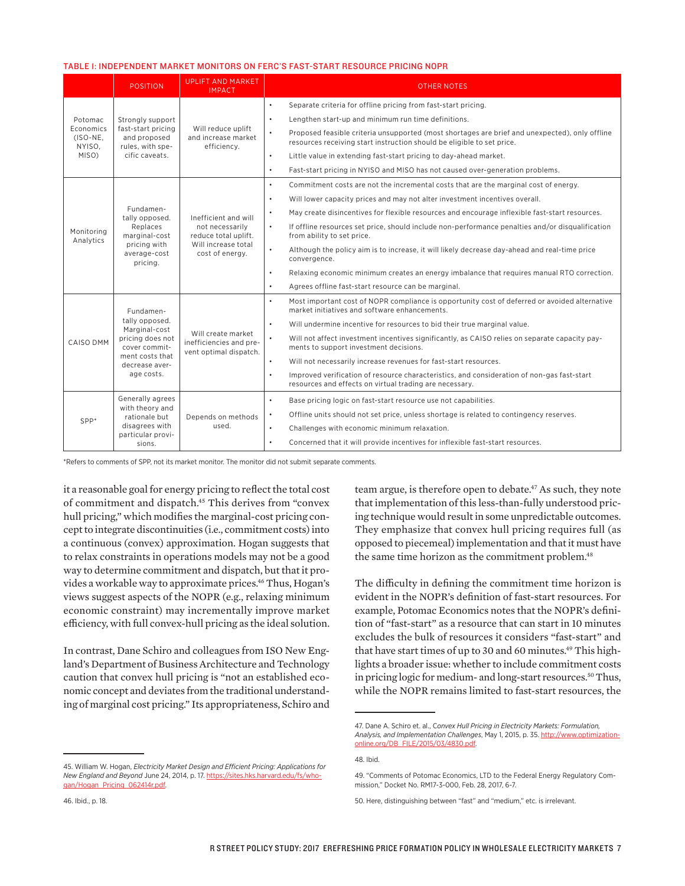TABLE I: INDEPENDENT MARKET MONITORS ON FERC'S FAST-START RESOURCE PRICING NOPR

| | POSITION | UPLIFT AND MARKET IMPACT | OTHER NOTES |
|---|---|---|---|
| Potomac Economics (ISO-NE, NYISO, MISO) | Strongly support fast-start pricing and proposed rules, with specific caveats. | Will reduce uplift and increase market efficiency. | • Separate criteria for offline pricing from fast-start pricing.<br>• Lengthen start-up and minimum run time definitions.<br>• Proposed feasible criteria unsupported (most shortages are brief and unexpected), only offline resources receiving start instruction should be eligible to set price.<br>• Little value in extending fast-start pricing to day-ahead market.<br>• Fast-start pricing in NYISO and MISO has not caused over-generation problems. |
| Monitoring Analytics | Fundamentally opposed. Replaces marginal-cost pricing with average-cost pricing. | Inefficient and will not necessarily reduce total uplift. Will increase total cost of energy. | • Commitment costs are not the incremental costs that are the marginal cost of energy.<br>• Will lower capacity prices and may not alter investment incentives overall.<br>• May create disincentives for flexible resources and encourage inflexible fast-start resources.<br>• If offline resources set price, should include non-performance penalties and/or disqualification from ability to set price.<br>• Although the policy aim is to increase, it will likely decrease day-ahead and real-time price convergence.<br>• Relaxing economic minimum creates an energy imbalance that requires manual RTO correction.<br>• Agrees offline fast-start resource can be marginal. |
| CAISO DMM | Fundamentally opposed. Marginal-cost pricing does not cover commitment costs that decrease average costs. | Will create market inefficiencies and prevent optimal dispatch. | • Most important cost of NOPR compliance is opportunity cost of deferred or avoided alternative market initiatives and software enhancements.<br>• Will undermine incentive for resources to bid their true marginal value.<br>• Will not affect investment incentives significantly, as CAISO relies on separate capacity payments to support investment decisions.<br>• Will not necessarily increase revenues for fast-start resources.<br>• Improved verification of resource characteristics, and consideration of non-gas fast-start resources and effects on virtual trading are necessary. |
| SPP* | Generally agrees with theory and rationale but disagrees with particular provisions. | Depends on methods used. | • Base pricing logic on fast-start resource use not capabilities.<br>• Offline units should not set price, unless shortage is related to contingency reserves.<br>• Challenges with economic minimum relaxation.<br>• Concerned that it will provide incentives for inflexible fast-start resources. |

*Refers to comments of SPP, not its market monitor. The monitor did not submit separate comments.

it a reasonable goal for energy pricing to reflect the total cost of commitment and dispatch.[45] This derives from "convex hull pricing," which modifies the marginal-cost pricing concept to integrate discontinuities (i.e., commitment costs) into a continuous (convex) approximation. Hogan suggests that to relax constraints in operations models may not be a good way to determine commitment and dispatch, but that it provides a workable way to approximate prices.[46] Thus, Hogan's views suggest aspects of the NOPR (e.g., relaxing minimum economic constraint) may incrementally improve market efficiency, with full convex-hull pricing as the ideal solution.

In contrast, Dane Schiro and colleagues from ISO New England's Department of Business Architecture and Technology caution that convex hull pricing is "not an established economic concept and deviates from the traditional understanding of marginal cost pricing." Its appropriateness, Schiro and team argue, is therefore open to debate.[47] As such, they note that implementation of this less-than-fully understood pricing technique would result in some unpredictable outcomes. They emphasize that convex hull pricing requires full (as opposed to piecemeal) implementation and that it must have the same time horizon as the commitment problem.[48]

The difficulty in defining the commitment time horizon is evident in the NOPR's definition of fast-start resources. For example, Potomac Economics notes that the NOPR's definition of "fast-start" as a resource that can start in 10 minutes excludes the bulk of resources it considers "fast-start" and that have start times of up to 30 and 60 minutes.[49] This highlights a broader issue: whether to include commitment costs in pricing logic for medium- and long-start resources.[50] Thus, while the NOPR remains limited to fast-start resources, the

45. William W. Hogan, *Electricity Market Design and Efficient Pricing: Applications for New England and Beyond* June 24, 2014, p. 17. https://sites.hks.harvard.edu/fs/whogan/Hogan_Pricing_062414r.pdf.

46. Ibid., p. 18.

47. Dane A. Schiro et. al., *Convex Hull Pricing in Electricity Markets: Formulation, Analysis, and Implementation Challenges*, May 1, 2015, p. 35. http://www.optimization-online.org/DB_FILE/2015/03/4830.pdf.

48. Ibid.

49. "Comments of Potomac Economics, LTD to the Federal Energy Regulatory Commission," Docket No. RM17-3-000, Feb. 28, 2017, 6-7.

50. Here, distinguishing between "fast" and "medium," etc. is irrelevant.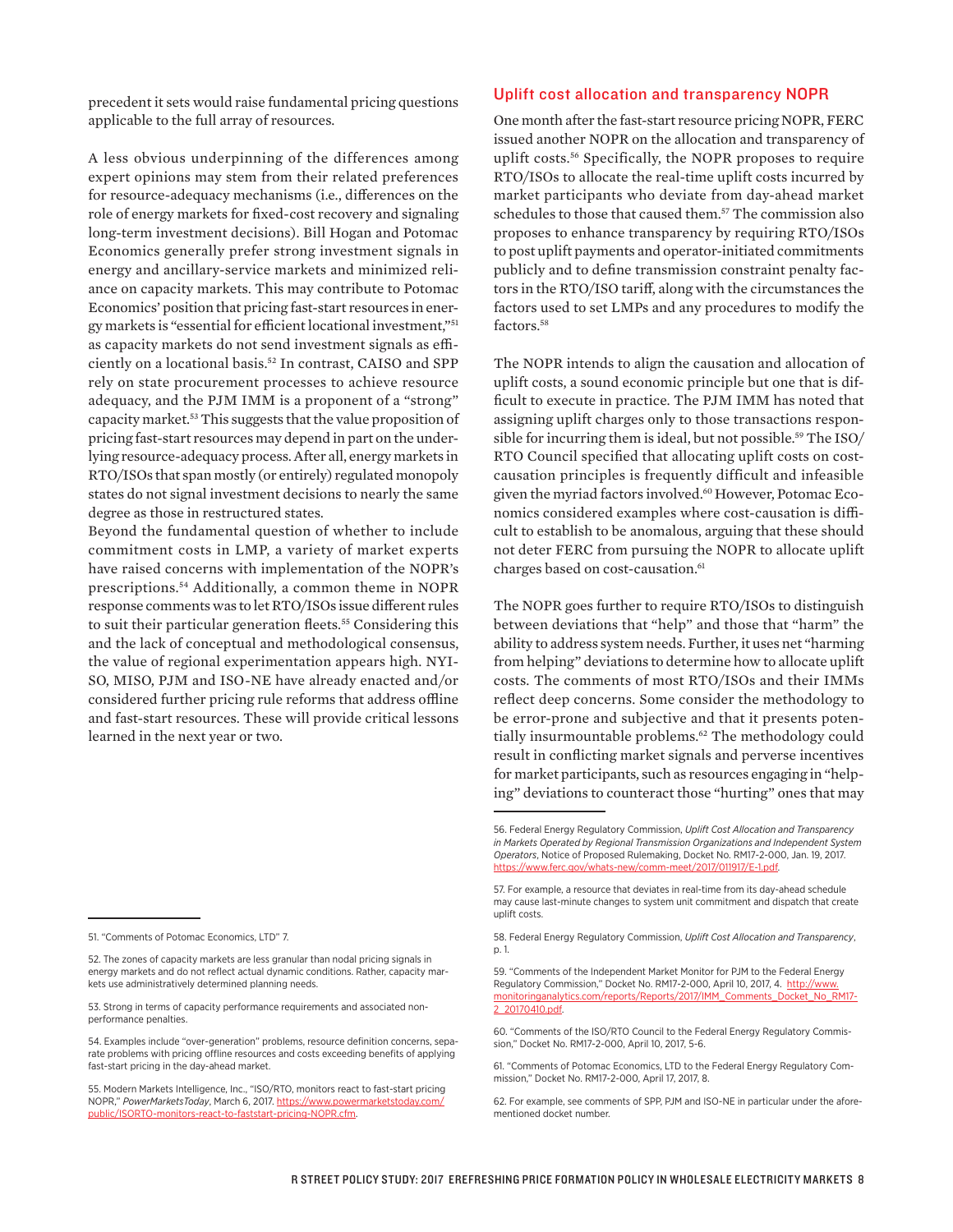precedent it sets would raise fundamental pricing questions applicable to the full array of resources.

A less obvious underpinning of the differences among expert opinions may stem from their related preferences for resource-adequacy mechanisms (i.e., differences on the role of energy markets for fixed-cost recovery and signaling long-term investment decisions). Bill Hogan and Potomac Economics generally prefer strong investment signals in energy and ancillary-service markets and minimized reliance on capacity markets. This may contribute to Potomac Economics' position that pricing fast-start resources in energy markets is "essential for efficient locational investment,"[51] as capacity markets do not send investment signals as efficiently on a locational basis.[52] In contrast, CAISO and SPP rely on state procurement processes to achieve resource adequacy, and the PJM IMM is a proponent of a "strong" capacity market.[53] This suggests that the value proposition of pricing fast-start resources may depend in part on the underlying resource-adequacy process. After all, energy markets in RTO/ISOs that span mostly (or entirely) regulated monopoly states do not signal investment decisions to nearly the same degree as those in restructured states.

Beyond the fundamental question of whether to include commitment costs in LMP, a variety of market experts have raised concerns with implementation of the NOPR's prescriptions.[54] Additionally, a common theme in NOPR response comments was to let RTO/ISOs issue different rules to suit their particular generation fleets.[55] Considering this and the lack of conceptual and methodological consensus, the value of regional experimentation appears high. NYISO, MISO, PJM and ISO-NE have already enacted and/or considered further pricing rule reforms that address offline and fast-start resources. These will provide critical lessons learned in the next year or two.

## Uplift cost allocation and transparency NOPR

One month after the fast-start resource pricing NOPR, FERC issued another NOPR on the allocation and transparency of uplift costs.[56] Specifically, the NOPR proposes to require RTO/ISOs to allocate the real-time uplift costs incurred by market participants who deviate from day-ahead market schedules to those that caused them.[57] The commission also proposes to enhance transparency by requiring RTO/ISOs to post uplift payments and operator-initiated commitments publicly and to define transmission constraint penalty factors in the RTO/ISO tariff, along with the circumstances the factors used to set LMPs and any procedures to modify the factors.[58]

The NOPR intends to align the causation and allocation of uplift costs, a sound economic principle but one that is difficult to execute in practice. The PJM IMM has noted that assigning uplift charges only to those transactions responsible for incurring them is ideal, but not possible.[59] The ISO/RTO Council specified that allocating uplift costs on cost-causation principles is frequently difficult and infeasible given the myriad factors involved.[60] However, Potomac Economics considered examples where cost-causation is difficult to establish to be anomalous, arguing that these should not deter FERC from pursuing the NOPR to allocate uplift charges based on cost-causation.[61]

The NOPR goes further to require RTO/ISOs to distinguish between deviations that "help" and those that "harm" the ability to address system needs. Further, it uses net "harming from helping" deviations to determine how to allocate uplift costs. The comments of most RTO/ISOs and their IMMs reflect deep concerns. Some consider the methodology to be error-prone and subjective and that it presents potentially insurmountable problems.[62] The methodology could result in conflicting market signals and perverse incentives for market participants, such as resources engaging in "helping" deviations to counteract those "hurting" ones that may

---

51. "Comments of Potomac Economics, LTD" 7.

52. The zones of capacity markets are less granular than nodal pricing signals in energy markets and do not reflect actual dynamic conditions. Rather, capacity markets use administratively determined planning needs.

53. Strong in terms of capacity performance requirements and associated nonperformance penalties.

54. Examples include "over-generation" problems, resource definition concerns, separate problems with pricing offline resources and costs exceeding benefits of applying fast-start pricing in the day-ahead market.

55. Modern Markets Intelligence, Inc., "ISO/RTO, monitors react to fast-start pricing NOPR," *PowerMarketsToday*, March 6, 2017. https://www.powermarketstoday.com/public/ISORTO-monitors-react-to-faststart-pricing-NOPR.cfm.

56. Federal Energy Regulatory Commission, *Uplift Cost Allocation and Transparency in Markets Operated by Regional Transmission Organizations and Independent System Operators*, Notice of Proposed Rulemaking, Docket No. RM17-2-000, Jan. 19, 2017. https://www.ferc.gov/whats-new/comm-meet/2017/011917/E-1.pdf.

57. For example, a resource that deviates in real-time from its day-ahead schedule may cause last-minute changes to system unit commitment and dispatch that create uplift costs.

58. Federal Energy Regulatory Commission, *Uplift Cost Allocation and Transparency*, p. 1.

59. "Comments of the Independent Market Monitor for PJM to the Federal Energy Regulatory Commission," Docket No. RM17-2-000, April 10, 2017, 4. http://www.monitoringanalytics.com/reports/Reports/2017/IMM_Comments_Docket_No_RM17-2_20170410.pdf.

60. "Comments of the ISO/RTO Council to the Federal Energy Regulatory Commission," Docket No. RM17-2-000, April 10, 2017, 5-6.

61. "Comments of Potomac Economics, LTD to the Federal Energy Regulatory Commission," Docket No. RM17-2-000, April 17, 2017, 8.

62. For example, see comments of SPP, PJM and ISO-NE in particular under the aforementioned docket number.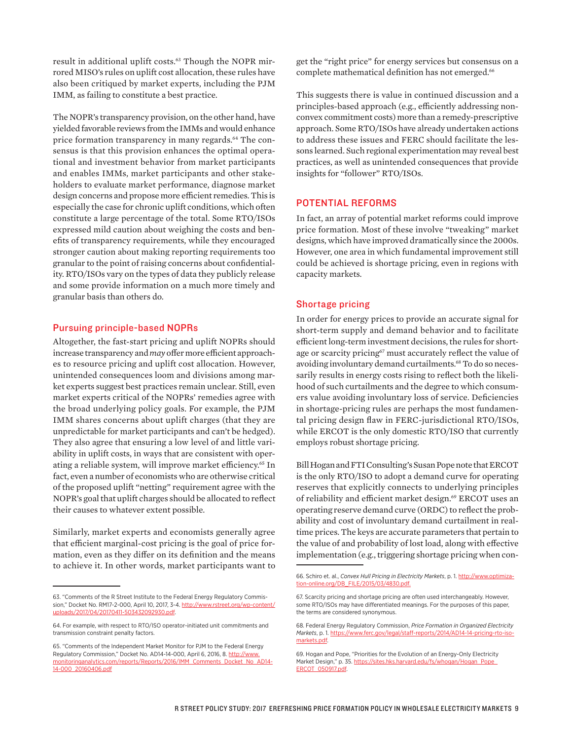result in additional uplift costs.[63] Though the NOPR mirrored MISO's rules on uplift cost allocation, these rules have also been critiqued by market experts, including the PJM IMM, as failing to constitute a best practice.

The NOPR's transparency provision, on the other hand, have yielded favorable reviews from the IMMs and would enhance price formation transparency in many regards.[64] The consensus is that this provision enhances the optimal operational and investment behavior from market participants and enables IMMs, market participants and other stakeholders to evaluate market performance, diagnose market design concerns and propose more efficient remedies. This is especially the case for chronic uplift conditions, which often constitute a large percentage of the total. Some RTO/ISOs expressed mild caution about weighing the costs and benefits of transparency requirements, while they encouraged stronger caution about making reporting requirements too granular to the point of raising concerns about confidentiality. RTO/ISOs vary on the types of data they publicly release and some provide information on a much more timely and granular basis than others do.

### Pursuing principle-based NOPRs

Altogether, the fast-start pricing and uplift NOPRs should increase transparency and *may* offer more efficient approaches to resource pricing and uplift cost allocation. However, unintended consequences loom and divisions among market experts suggest best practices remain unclear. Still, even market experts critical of the NOPRs' remedies agree with the broad underlying policy goals. For example, the PJM IMM shares concerns about uplift charges (that they are unpredictable for market participants and can't be hedged). They also agree that ensuring a low level of and little variability in uplift costs, in ways that are consistent with operating a reliable system, will improve market efficiency.[65] In fact, even a number of economists who are otherwise critical of the proposed uplift "netting" requirement agree with the NOPR's goal that uplift charges should be allocated to reflect their causes to whatever extent possible.

Similarly, market experts and economists generally agree that efficient marginal-cost pricing is the goal of price formation, even as they differ on its definition and the means to achieve it. In other words, market participants want to get the "right price" for energy services but consensus on a complete mathematical definition has not emerged.[66]

This suggests there is value in continued discussion and a principles-based approach (e.g., efficiently addressing non-convex commitment costs) more than a remedy-prescriptive approach. Some RTO/ISOs have already undertaken actions to address these issues and FERC should facilitate the lessons learned. Such regional experimentation may reveal best practices, as well as unintended consequences that provide insights for "follower" RTO/ISOs.

## POTENTIAL REFORMS

In fact, an array of potential market reforms could improve price formation. Most of these involve "tweaking" market designs, which have improved dramatically since the 2000s. However, one area in which fundamental improvement still could be achieved is shortage pricing, even in regions with capacity markets.

### Shortage pricing

In order for energy prices to provide an accurate signal for short-term supply and demand behavior and to facilitate efficient long-term investment decisions, the rules for shortage or scarcity pricing[67] must accurately reflect the value of avoiding involuntary demand curtailments.[68] To do so necessarily results in energy costs rising to reflect both the likelihood of such curtailments and the degree to which consumers value avoiding involuntary loss of service. Deficiencies in shortage-pricing rules are perhaps the most fundamental pricing design flaw in FERC-jurisdictional RTO/ISOs, while ERCOT is the only domestic RTO/ISO that currently employs robust shortage pricing.

Bill Hogan and FTI Consulting's Susan Pope note that ERCOT is the only RTO/ISO to adopt a demand curve for operating reserves that explicitly connects to underlying principles of reliability and efficient market design.[69] ERCOT uses an operating reserve demand curve (ORDC) to reflect the probability and cost of involuntary demand curtailment in real-time prices. The keys are accurate parameters that pertain to the value of and probability of lost load, along with effective implementation (e.g., triggering shortage pricing when con-

---

63. "Comments of the R Street Institute to the Federal Energy Regulatory Commission," Docket No. RM17-2-000, April 10, 2017, 3-4. http://www.rstreet.org/wp-content/uploads/2017/04/20170411-503432092930.pdf.

64. For example, with respect to RTO/ISO operator-initiated unit commitments and transmission constraint penalty factors.

65. "Comments of the Independent Market Monitor for PJM to the Federal Energy Regulatory Commission," Docket No. AD14-14-000, April 6, 2016, 8. http://www.monitoringanalytics.com/reports/Reports/2016/IMM_Comments_Docket_No_AD14-14-000_20160406.pdf

66. Schiro et. al., *Convex Hull Pricing in Electricity Markets*, p. 1. http://www.optimization-online.org/DB_FILE/2015/03/4830.pdf.

67. Scarcity pricing and shortage pricing are often used interchangeably. However, some RTO/ISOs may have differentiated meanings. For the purposes of this paper, the terms are considered synonymous.

68. Federal Energy Regulatory Commission, *Price Formation in Organized Electricity Markets*, p. 1. https://www.ferc.gov/legal/staff-reports/2014/AD14-14-pricing-rto-iso-markets.pdf.

69. Hogan and Pope, "Priorities for the Evolution of an Energy-Only Electricity Market Design," p. 35. https://sites.hks.harvard.edu/fs/whogan/Hogan_Pope_ERCOT_050917.pdf.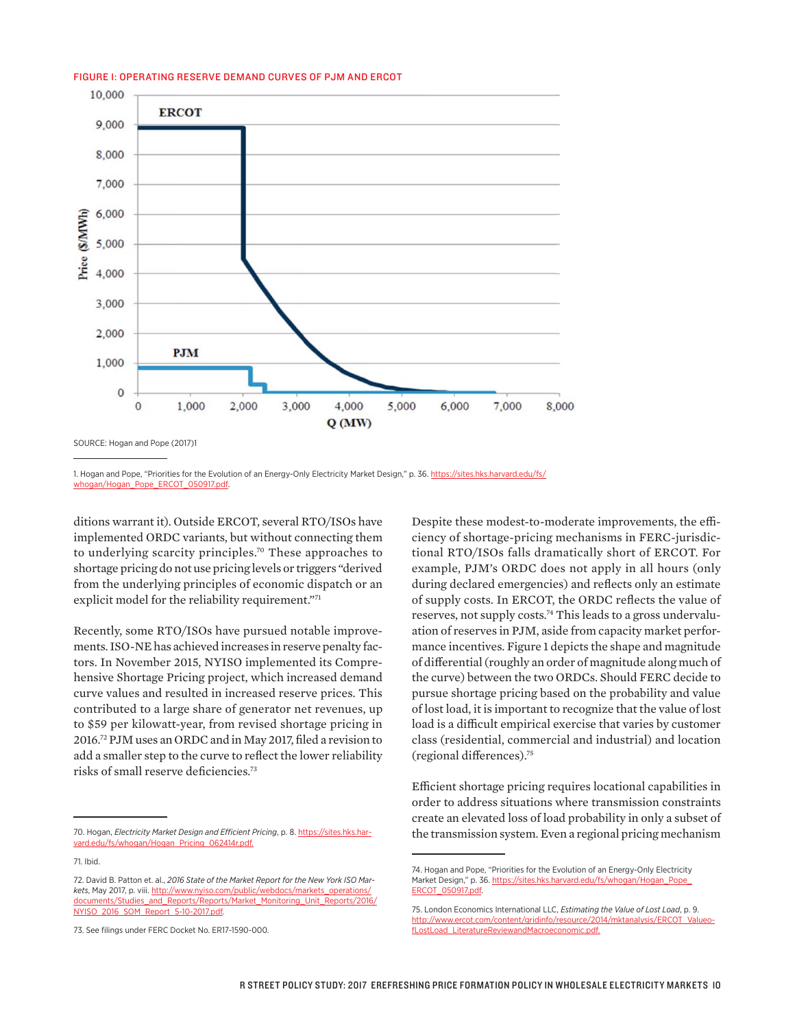FIGURE I: OPERATING RESERVE DEMAND CURVES OF PJM AND ERCOT

SOURCE: Hogan and Pope (2017)1

1. Hogan and Pope, "Priorities for the Evolution of an Energy-Only Electricity Market Design," p. 36. https://sites.hks.harvard.edu/fs/whogan/Hogan_Pope_ERCOT_050917.pdf.

ditions warrant it). Outside ERCOT, several RTO/ISOs have implemented ORDC variants, but without connecting them to underlying scarcity principles.[70] These approaches to shortage pricing do not use pricing levels or triggers "derived from the underlying principles of economic dispatch or an explicit model for the reliability requirement."[71]

Recently, some RTO/ISOs have pursued notable improvements. ISO-NE has achieved increases in reserve penalty factors. In November 2015, NYISO implemented its Comprehensive Shortage Pricing project, which increased demand curve values and resulted in increased reserve prices. This contributed to a large share of generator net revenues, up to $59 per kilowatt-year, from revised shortage pricing in 2016.[72] PJM uses an ORDC and in May 2017, filed a revision to add a smaller step to the curve to reflect the lower reliability risks of small reserve deficiencies.[73]

Despite these modest-to-moderate improvements, the efficiency of shortage-pricing mechanisms in FERC-jurisdictional RTO/ISOs falls dramatically short of ERCOT. For example, PJM's ORDC does not apply in all hours (only during declared emergencies) and reflects only an estimate of supply costs. In ERCOT, the ORDC reflects the value of reserves, not supply costs.[74] This leads to a gross undervaluation of reserves in PJM, aside from capacity market performance incentives. Figure 1 depicts the shape and magnitude of differential (roughly an order of magnitude along much of the curve) between the two ORDCs. Should FERC decide to pursue shortage pricing based on the probability and value of lost load, it is important to recognize that the value of lost load is a difficult empirical exercise that varies by customer class (residential, commercial and industrial) and location (regional differences).[75]

Efficient shortage pricing requires locational capabilities in order to address situations where transmission constraints create an elevated loss of load probability in only a subset of the transmission system. Even a regional pricing mechanism

70. Hogan, *Electricity Market Design and Efficient Pricing*, p. 8. https://sites.hks.harvard.edu/fs/whogan/Hogan_Pricing_062414r.pdf.

71. Ibid.

72. David B. Patton et. al., *2016 State of the Market Report for the New York ISO Markets*, May 2017, p. viii. http://www.nyiso.com/public/webdocs/markets_operations/documents/Studies_and_Reports/Reports/Market_Monitoring_Unit_Reports/2016/NYISO_2016_SOM_Report_5-10-2017.pdf.

73. See filings under FERC Docket No. ER17-1590-000.

74. Hogan and Pope, "Priorities for the Evolution of an Energy-Only Electricity Market Design," p. 36. https://sites.hks.harvard.edu/fs/whogan/Hogan_Pope_ERCOT_050917.pdf.

75. London Economics International LLC, *Estimating the Value of Lost Load*, p. 9. http://www.ercot.com/content/gridinfo/resource/2014/mktanalysis/ERCOT_ValueofLostLoad_LiteratureReviewandMacroeconomic.pdf.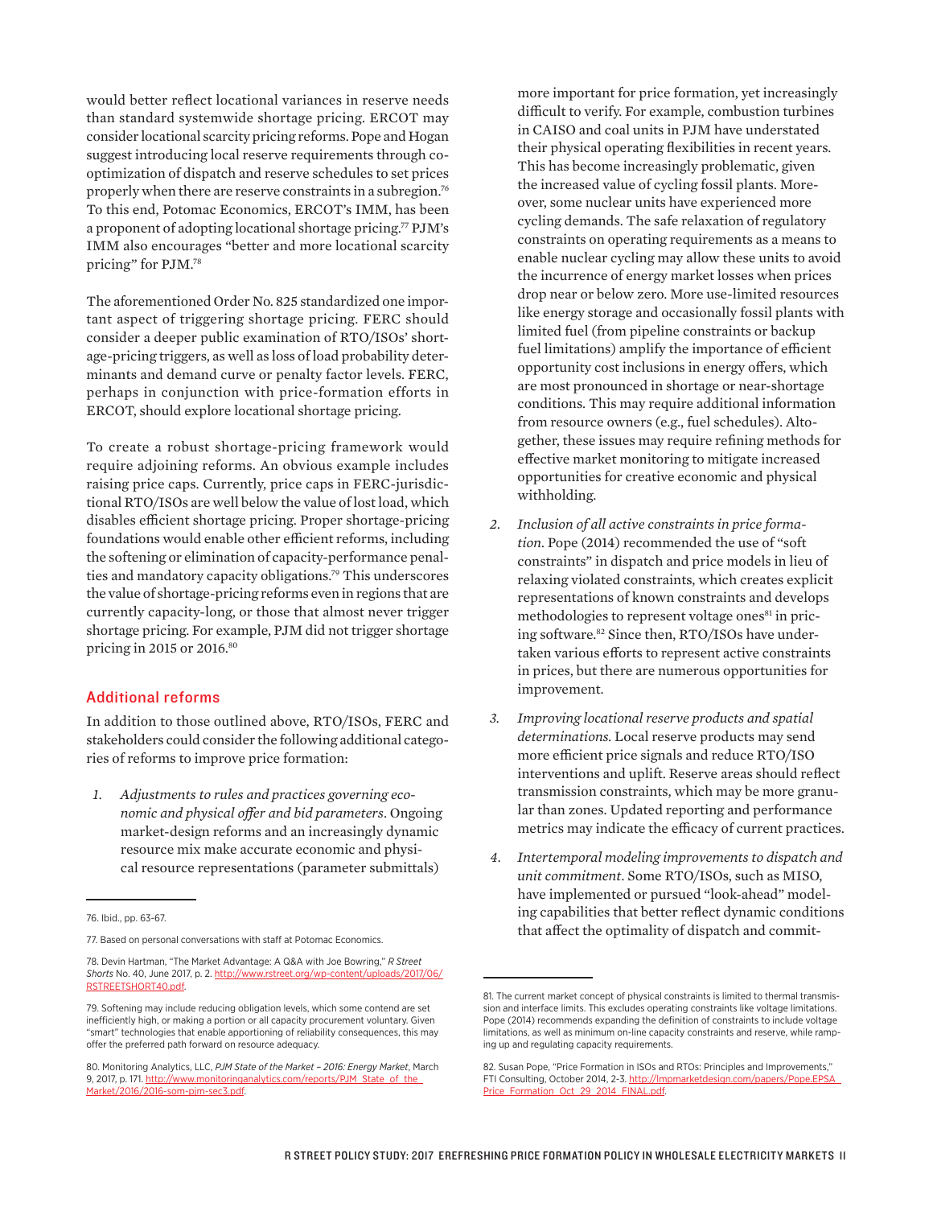would better reflect locational variances in reserve needs than standard systemwide shortage pricing. ERCOT may consider locational scarcity pricing reforms. Pope and Hogan suggest introducing local reserve requirements through co-optimization of dispatch and reserve schedules to set prices properly when there are reserve constraints in a subregion.[76] To this end, Potomac Economics, ERCOT's IMM, has been a proponent of adopting locational shortage pricing.[77] PJM's IMM also encourages "better and more locational scarcity pricing" for PJM.[78]

The aforementioned Order No. 825 standardized one important aspect of triggering shortage pricing. FERC should consider a deeper public examination of RTO/ISOs' shortage-pricing triggers, as well as loss of load probability determinants and demand curve or penalty factor levels. FERC, perhaps in conjunction with price-formation efforts in ERCOT, should explore locational shortage pricing.

To create a robust shortage-pricing framework would require adjoining reforms. An obvious example includes raising price caps. Currently, price caps in FERC-jurisdictional RTO/ISOs are well below the value of lost load, which disables efficient shortage pricing. Proper shortage-pricing foundations would enable other efficient reforms, including the softening or elimination of capacity-performance penalties and mandatory capacity obligations.[79] This underscores the value of shortage-pricing reforms even in regions that are currently capacity-long, or those that almost never trigger shortage pricing. For example, PJM did not trigger shortage pricing in 2015 or 2016.[80]

## Additional reforms

In addition to those outlined above, RTO/ISOs, FERC and stakeholders could consider the following additional categories of reforms to improve price formation:

1. *Adjustments to rules and practices governing economic and physical offer and bid parameters*. Ongoing market-design reforms and an increasingly dynamic resource mix make accurate economic and physical resource representations (parameter submittals) more important for price formation, yet increasingly difficult to verify. For example, combustion turbines in CAISO and coal units in PJM have understated their physical operating flexibilities in recent years. This has become increasingly problematic, given the increased value of cycling fossil plants. Moreover, some nuclear units have experienced more cycling demands. The safe relaxation of regulatory constraints on operating requirements as a means to enable nuclear cycling may allow these units to avoid the incurrence of energy market losses when prices drop near or below zero. More use-limited resources like energy storage and occasionally fossil plants with limited fuel (from pipeline constraints or backup fuel limitations) amplify the importance of efficient opportunity cost inclusions in energy offers, which are most pronounced in shortage or near-shortage conditions. This may require additional information from resource owners (e.g., fuel schedules). Altogether, these issues may require refining methods for effective market monitoring to mitigate increased opportunities for creative economic and physical withholding.

2. *Inclusion of all active constraints in price formation*. Pope (2014) recommended the use of "soft constraints" in dispatch and price models in lieu of relaxing violated constraints, which creates explicit representations of known constraints and develops methodologies to represent voltage ones[81] in pricing software.[82] Since then, RTO/ISOs have undertaken various efforts to represent active constraints in prices, but there are numerous opportunities for improvement.

3. *Improving locational reserve products and spatial determinations.* Local reserve products may send more efficient price signals and reduce RTO/ISO interventions and uplift. Reserve areas should reflect transmission constraints, which may be more granular than zones. Updated reporting and performance metrics may indicate the efficacy of current practices.

4. *Intertemporal modeling improvements to dispatch and unit commitment*. Some RTO/ISOs, such as MISO, have implemented or pursued "look-ahead" modeling capabilities that better reflect dynamic conditions that affect the optimality of dispatch and commit-

---

76. Ibid., pp. 63-67.

77. Based on personal conversations with staff at Potomac Economics.

78. Devin Hartman, "The Market Advantage: A Q&A with Joe Bowring," *R Street Shorts* No. 40, June 2017, p. 2. http://www.rstreet.org/wp-content/uploads/2017/06/RSTREETSHORT40.pdf.

79. Softening may include reducing obligation levels, which some contend are set inefficiently high, or making a portion or all capacity procurement voluntary. Given "smart" technologies that enable apportioning of reliability consequences, this may offer the preferred path forward on resource adequacy.

80. Monitoring Analytics, LLC, *PJM State of the Market – 2016: Energy Market*, March 9, 2017, p. 171. http://www.monitoringanalytics.com/reports/PJM_State_of_the_Market/2016/2016-som-pjm-sec3.pdf.

81. The current market concept of physical constraints is limited to thermal transmission and interface limits. This excludes operating constraints like voltage limitations. Pope (2014) recommends expanding the definition of constraints to include voltage limitations, as well as minimum on-line capacity constraints and reserve, while ramping up and regulating capacity requirements.

82. Susan Pope, "Price Formation in ISOs and RTOs: Principles and Improvements," FTI Consulting, October 2014, 2-3. http://lmpmarketdesign.com/papers/Pope.EPSA_Price_Formation_Oct_29_2014_FINAL.pdf.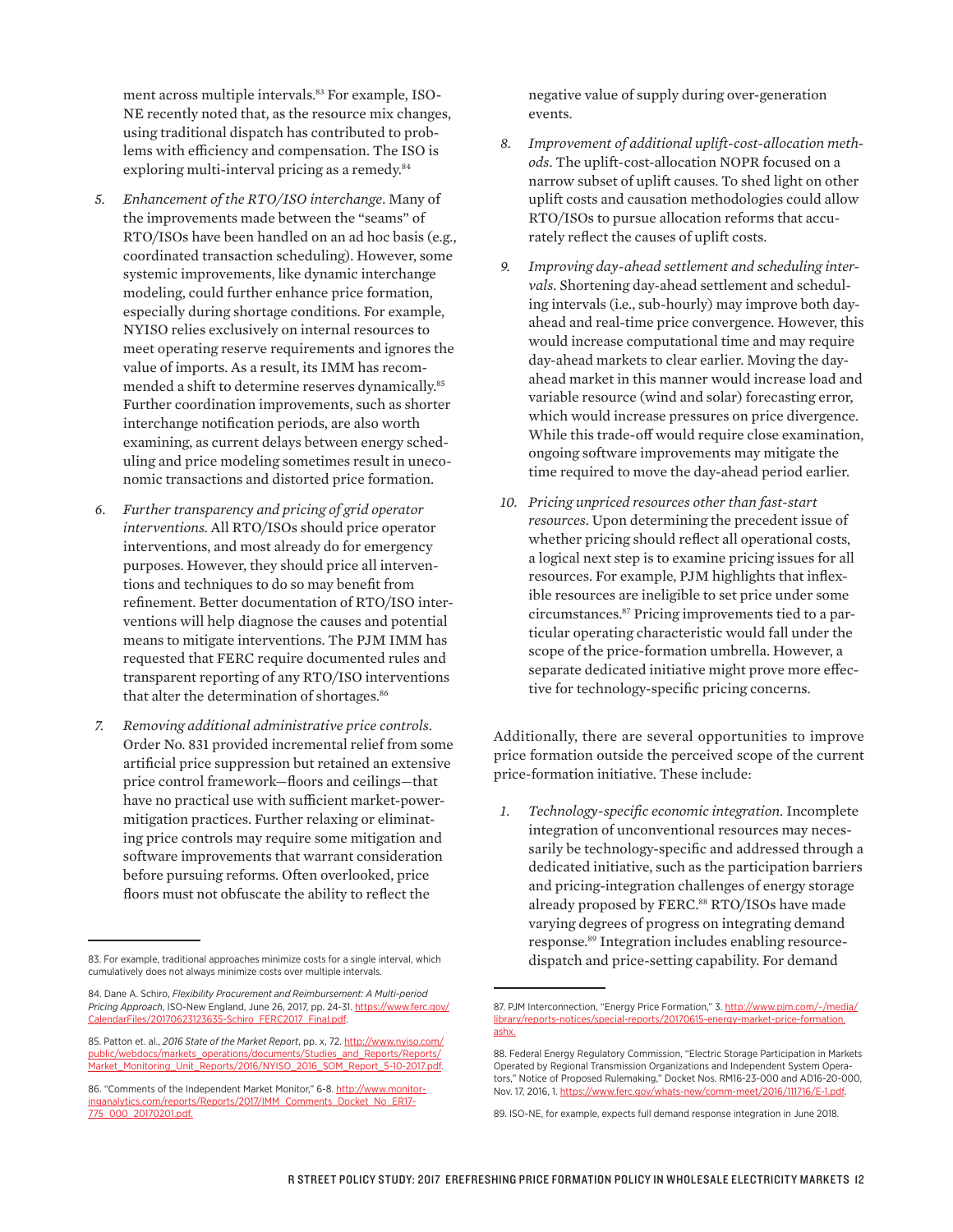ment across multiple intervals.[83] For example, ISO-NE recently noted that, as the resource mix changes, using traditional dispatch has contributed to problems with efficiency and compensation. The ISO is exploring multi-interval pricing as a remedy.[84]

5. *Enhancement of the RTO/ISO interchange*. Many of the improvements made between the "seams" of RTO/ISOs have been handled on an ad hoc basis (e.g., coordinated transaction scheduling). However, some systemic improvements, like dynamic interchange modeling, could further enhance price formation, especially during shortage conditions. For example, NYISO relies exclusively on internal resources to meet operating reserve requirements and ignores the value of imports. As a result, its IMM has recommended a shift to determine reserves dynamically.[85] Further coordination improvements, such as shorter interchange notification periods, are also worth examining, as current delays between energy scheduling and price modeling sometimes result in uneconomic transactions and distorted price formation.

6. *Further transparency and pricing of grid operator interventions.* All RTO/ISOs should price operator interventions, and most already do for emergency purposes. However, they should price all interventions and techniques to do so may benefit from refinement. Better documentation of RTO/ISO interventions will help diagnose the causes and potential means to mitigate interventions. The PJM IMM has requested that FERC require documented rules and transparent reporting of any RTO/ISO interventions that alter the determination of shortages.[86]

7. *Removing additional administrative price controls*. Order No. 831 provided incremental relief from some artificial price suppression but retained an extensive price control framework—floors and ceilings—that have no practical use with sufficient market-power-mitigation practices. Further relaxing or eliminating price controls may require some mitigation and software improvements that warrant consideration before pursuing reforms. Often overlooked, price floors must not obfuscate the ability to reflect the negative value of supply during over-generation events.

8. *Improvement of additional uplift-cost-allocation methods*. The uplift-cost-allocation NOPR focused on a narrow subset of uplift causes. To shed light on other uplift costs and causation methodologies could allow RTO/ISOs to pursue allocation reforms that accurately reflect the causes of uplift costs.

9. *Improving day-ahead settlement and scheduling intervals*. Shortening day-ahead settlement and scheduling intervals (i.e., sub-hourly) may improve both day-ahead and real-time price convergence. However, this would increase computational time and may require day-ahead markets to clear earlier. Moving the day-ahead market in this manner would increase load and variable resource (wind and solar) forecasting error, which would increase pressures on price divergence. While this trade-off would require close examination, ongoing software improvements may mitigate the time required to move the day-ahead period earlier.

10. *Pricing unpriced resources other than fast-start resources*. Upon determining the precedent issue of whether pricing should reflect all operational costs, a logical next step is to examine pricing issues for all resources. For example, PJM highlights that inflexible resources are ineligible to set price under some circumstances.[87] Pricing improvements tied to a particular operating characteristic would fall under the scope of the price-formation umbrella. However, a separate dedicated initiative might prove more effective for technology-specific pricing concerns.

Additionally, there are several opportunities to improve price formation outside the perceived scope of the current price-formation initiative. These include:

1. *Technology-specific economic integration*. Incomplete integration of unconventional resources may necessarily be technology-specific and addressed through a dedicated initiative, such as the participation barriers and pricing-integration challenges of energy storage already proposed by FERC.[88] RTO/ISOs have made varying degrees of progress on integrating demand response.[89] Integration includes enabling resource-dispatch and price-setting capability. For demand

---

83. For example, traditional approaches minimize costs for a single interval, which cumulatively does not always minimize costs over multiple intervals.

84. Dane A. Schiro, *Flexibility Procurement and Reimbursement: A Multi-period Pricing Approach*, ISO-New England, June 26, 2017, pp. 24-31. https://www.ferc.gov/CalendarFiles/20170623123635-Schiro_FERC2017_Final.pdf.

85. Patton et. al., *2016 State of the Market Report*, pp. x, 72. http://www.nyiso.com/public/webdocs/markets_operations/documents/Studies_and_Reports/Reports/Market_Monitoring_Unit_Reports/2016/NYISO_2016_SOM_Report_5-10-2017.pdf.

86. "Comments of the Independent Market Monitor," 6-8. http://www.monitoringanalytics.com/reports/Reports/2017/IMM_Comments_Docket_No_ER17-775_000_20170201.pdf.

87. PJM Interconnection, "Energy Price Formation," 3. http://www.pjm.com/-/media/library/reports-notices/special-reports/20170615-energy-market-price-formation.ashx.

88. Federal Energy Regulatory Commission, "Electric Storage Participation in Markets Operated by Regional Transmission Organizations and Independent System Operators," Notice of Proposed Rulemaking," Docket Nos. RM16-23-000 and AD16-20-000, Nov. 17, 2016, 1. https://www.ferc.gov/whats-new/comm-meet/2016/111716/E-1.pdf.

89. ISO-NE, for example, expects full demand response integration in June 2018.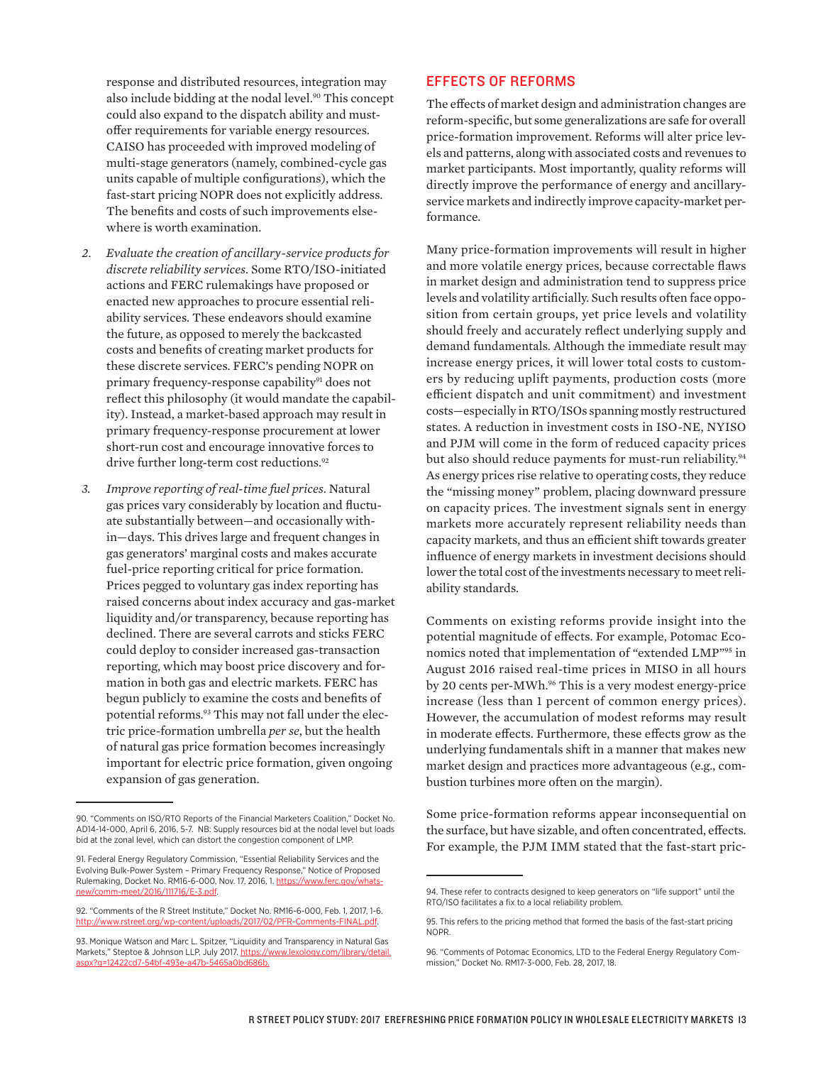response and distributed resources, integration may also include bidding at the nodal level.[90] This concept could also expand to the dispatch ability and must-offer requirements for variable energy resources. CAISO has proceeded with improved modeling of multi-stage generators (namely, combined-cycle gas units capable of multiple configurations), which the fast-start pricing NOPR does not explicitly address. The benefits and costs of such improvements elsewhere is worth examination.

2. *Evaluate the creation of ancillary-service products for discrete reliability services*. Some RTO/ISO-initiated actions and FERC rulemakings have proposed or enacted new approaches to procure essential reliability services. These endeavors should examine the future, as opposed to merely the backcasted costs and benefits of creating market products for these discrete services. FERC's pending NOPR on primary frequency-response capability[91] does not reflect this philosophy (it would mandate the capability). Instead, a market-based approach may result in primary frequency-response procurement at lower short-run cost and encourage innovative forces to drive further long-term cost reductions.[92]

3. *Improve reporting of real-time fuel prices*. Natural gas prices vary considerably by location and fluctuate substantially between—and occasionally within—days. This drives large and frequent changes in gas generators' marginal costs and makes accurate fuel-price reporting critical for price formation. Prices pegged to voluntary gas index reporting has raised concerns about index accuracy and gas-market liquidity and/or transparency, because reporting has declined. There are several carrots and sticks FERC could deploy to consider increased gas-transaction reporting, which may boost price discovery and formation in both gas and electric markets. FERC has begun publicly to examine the costs and benefits of potential reforms.[93] This may not fall under the electric price-formation umbrella *per se*, but the health of natural gas price formation becomes increasingly important for electric price formation, given ongoing expansion of gas generation.

## EFFECTS OF REFORMS

The effects of market design and administration changes are reform-specific, but some generalizations are safe for overall price-formation improvement. Reforms will alter price levels and patterns, along with associated costs and revenues to market participants. Most importantly, quality reforms will directly improve the performance of energy and ancillary-service markets and indirectly improve capacity-market performance.

Many price-formation improvements will result in higher and more volatile energy prices, because correctable flaws in market design and administration tend to suppress price levels and volatility artificially. Such results often face opposition from certain groups, yet price levels and volatility should freely and accurately reflect underlying supply and demand fundamentals. Although the immediate result may increase energy prices, it will lower total costs to customers by reducing uplift payments, production costs (more efficient dispatch and unit commitment) and investment costs—especially in RTO/ISOs spanning mostly restructured states. A reduction in investment costs in ISO-NE, NYISO and PJM will come in the form of reduced capacity prices but also should reduce payments for must-run reliability.[94] As energy prices rise relative to operating costs, they reduce the "missing money" problem, placing downward pressure on capacity prices. The investment signals sent in energy markets more accurately represent reliability needs than capacity markets, and thus an efficient shift towards greater influence of energy markets in investment decisions should lower the total cost of the investments necessary to meet reliability standards.

Comments on existing reforms provide insight into the potential magnitude of effects. For example, Potomac Economics noted that implementation of "extended LMP"[95] in August 2016 raised real-time prices in MISO in all hours by 20 cents per-MWh.[96] This is a very modest energy-price increase (less than 1 percent of common energy prices). However, the accumulation of modest reforms may result in moderate effects. Furthermore, these effects grow as the underlying fundamentals shift in a manner that makes new market design and practices more advantageous (e.g., combustion turbines more often on the margin).

Some price-formation reforms appear inconsequential on the surface, but have sizable, and often concentrated, effects. For example, the PJM IMM stated that the fast-start pric-

---

90. "Comments on ISO/RTO Reports of the Financial Marketers Coalition," Docket No. AD14-14-000, April 6, 2016, 5-7. NB: Supply resources bid at the nodal level but loads bid at the zonal level, which can distort the congestion component of LMP.

91. Federal Energy Regulatory Commission, "Essential Reliability Services and the Evolving Bulk-Power System – Primary Frequency Response," Notice of Proposed Rulemaking, Docket No. RM16-6-000, Nov. 17, 2016, 1. https://www.ferc.gov/whats-new/comm-meet/2016/111716/E-3.pdf.

92. "Comments of the R Street Institute," Docket No. RM16-6-000, Feb. 1, 2017, 1-6. http://www.rstreet.org/wp-content/uploads/2017/02/PFR-Comments-FINAL.pdf.

93. Monique Watson and Marc L. Spitzer, "Liquidity and Transparency in Natural Gas Markets," Steptoe & Johnson LLP, July 2017. https://www.lexology.com/library/detail.aspx?g=12422cd7-54bf-493e-a47b-5465a0bd686b.

94. These refer to contracts designed to keep generators on "life support" until the RTO/ISO facilitates a fix to a local reliability problem.

95. This refers to the pricing method that formed the basis of the fast-start pricing NOPR.

96. "Comments of Potomac Economics, LTD to the Federal Energy Regulatory Commission," Docket No. RM17-3-000, Feb. 28, 2017, 18.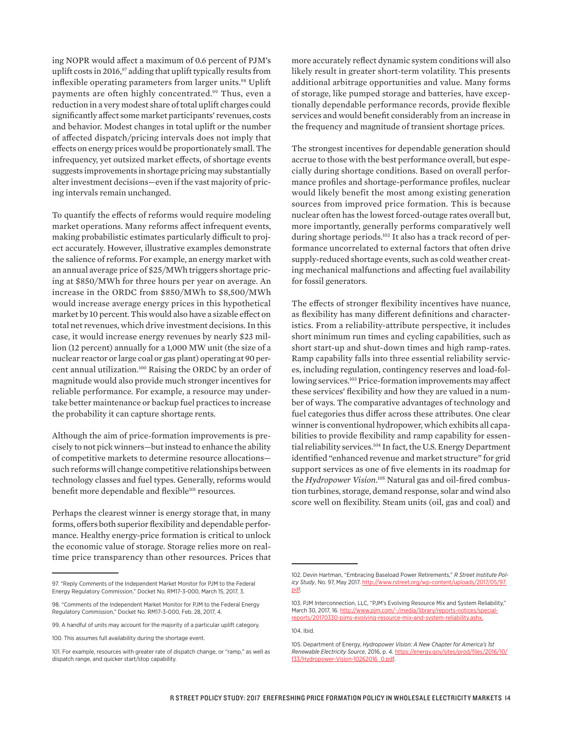ing NOPR would affect a maximum of 0.6 percent of PJM's uplift costs in 2016,[97] adding that uplift typically results from inflexible operating parameters from larger units.[98] Uplift payments are often highly concentrated.[99] Thus, even a reduction in a very modest share of total uplift charges could significantly affect some market participants' revenues, costs and behavior. Modest changes in total uplift or the number of affected dispatch/pricing intervals does not imply that effects on energy prices would be proportionately small. The infrequency, yet outsized market effects, of shortage events suggests improvements in shortage pricing may substantially alter investment decisions—even if the vast majority of pricing intervals remain unchanged.

To quantify the effects of reforms would require modeling market operations. Many reforms affect infrequent events, making probabilistic estimates particularly difficult to project accurately. However, illustrative examples demonstrate the salience of reforms. For example, an energy market with an annual average price of $25/MWh triggers shortage pricing at $850/MWh for three hours per year on average. An increase in the ORDC from $850/MWh to $8,500/MWh would increase average energy prices in this hypothetical market by 10 percent. This would also have a sizable effect on total net revenues, which drive investment decisions. In this case, it would increase energy revenues by nearly $23 million (12 percent) annually for a 1,000 MW unit (the size of a nuclear reactor or large coal or gas plant) operating at 90 percent annual utilization.[100] Raising the ORDC by an order of magnitude would also provide much stronger incentives for reliable performance. For example, a resource may undertake better maintenance or backup fuel practices to increase the probability it can capture shortage rents.

Although the aim of price-formation improvements is precisely to not pick winners—but instead to enhance the ability of competitive markets to determine resource allocations—such reforms will change competitive relationships between technology classes and fuel types. Generally, reforms would benefit more dependable and flexible[101] resources.

Perhaps the clearest winner is energy storage that, in many forms, offers both superior flexibility and dependable performance. Healthy energy-price formation is critical to unlock the economic value of storage. Storage relies more on real-time price transparency than other resources. Prices that more accurately reflect dynamic system conditions will also likely result in greater short-term volatility. This presents additional arbitrage opportunities and value. Many forms of storage, like pumped storage and batteries, have exceptionally dependable performance records, provide flexible services and would benefit considerably from an increase in the frequency and magnitude of transient shortage prices.

The strongest incentives for dependable generation should accrue to those with the best performance overall, but especially during shortage conditions. Based on overall performance profiles and shortage-performance profiles, nuclear would likely benefit the most among existing generation sources from improved price formation. This is because nuclear often has the lowest forced-outage rates overall but, more importantly, generally performs comparatively well during shortage periods.[102] It also has a track record of performance uncorrelated to external factors that often drive supply-reduced shortage events, such as cold weather creating mechanical malfunctions and affecting fuel availability for fossil generators.

The effects of stronger flexibility incentives have nuance, as flexibility has many different definitions and characteristics. From a reliability-attribute perspective, it includes short minimum run times and cycling capabilities, such as short start-up and shut-down times and high ramp-rates. Ramp capability falls into three essential reliability services, including regulation, contingency reserves and load-following services.[103] Price-formation improvements may affect these services' flexibility and how they are valued in a number of ways. The comparative advantages of technology and fuel categories thus differ across these attributes. One clear winner is conventional hydropower, which exhibits all capabilities to provide flexibility and ramp capability for essential reliability services.[104] In fact, the U.S. Energy Department identified "enhanced revenue and market structure" for grid support services as one of five elements in its roadmap for the *Hydropower Vision*.[105] Natural gas and oil-fired combustion turbines, storage, demand response, solar and wind also score well on flexibility. Steam units (oil, gas and coal) and

---

97. "Reply Comments of the Independent Market Monitor for PJM to the Federal Energy Regulatory Commission," Docket No. RM17-3-000, March 15, 2017, 3.

98. "Comments of the Independent Market Monitor for PJM to the Federal Energy Regulatory Commission," Docket No. RM17-3-000, Feb. 28, 2017, 4.

99. A handful of units may account for the majority of a particular uplift category.

100. This assumes full availability during the shortage event.

101. For example, resources with greater rate of dispatch change, or "ramp," as well as dispatch range, and quicker start/stop capability.

102. Devin Hartman, "Embracing Baseload Power Retirements," *R Street Institute Policy Study*, No. 97, May 2017. http://www.rstreet.org/wp-content/uploads/2017/05/97.pdf.

103. PJM Interconnection, LLC, "PJM's Evolving Resource Mix and System Reliability," March 30, 2017, 16. http://www.pjm.com/-/media/library/reports-notices/special-reports/20170330-pjms-evolving-resource-mix-and-system-reliability.ashx.

104. Ibid.

105. Department of Energy, *Hydropower Vision: A New Chapter for America's 1st Renewable Electricity Source*, 2016, p. 4. https://energy.gov/sites/prod/files/2016/10/f33/Hydropower-Vision-10262016_0.pdf.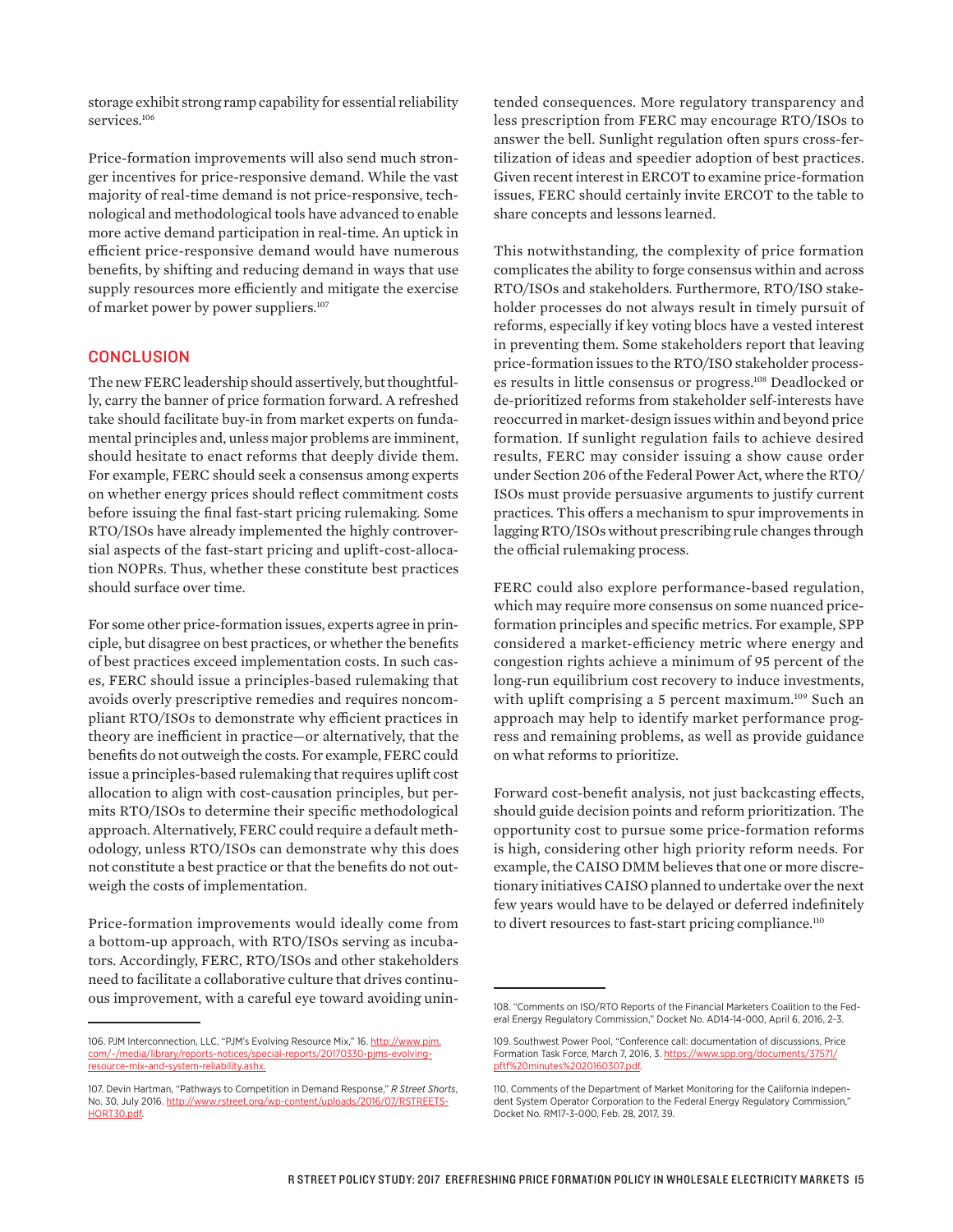storage exhibit strong ramp capability for essential reliability services.[106]

Price-formation improvements will also send much stronger incentives for price-responsive demand. While the vast majority of real-time demand is not price-responsive, technological and methodological tools have advanced to enable more active demand participation in real-time. An uptick in efficient price-responsive demand would have numerous benefits, by shifting and reducing demand in ways that use supply resources more efficiently and mitigate the exercise of market power by power suppliers.[107]

## CONCLUSION

The new FERC leadership should assertively, but thoughtfully, carry the banner of price formation forward. A refreshed take should facilitate buy-in from market experts on fundamental principles and, unless major problems are imminent, should hesitate to enact reforms that deeply divide them. For example, FERC should seek a consensus among experts on whether energy prices should reflect commitment costs before issuing the final fast-start pricing rulemaking. Some RTO/ISOs have already implemented the highly controversial aspects of the fast-start pricing and uplift-cost-allocation NOPRs. Thus, whether these constitute best practices should surface over time.

For some other price-formation issues, experts agree in principle, but disagree on best practices, or whether the benefits of best practices exceed implementation costs. In such cases, FERC should issue a principles-based rulemaking that avoids overly prescriptive remedies and requires noncompliant RTO/ISOs to demonstrate why efficient practices in theory are inefficient in practice—or alternatively, that the benefits do not outweigh the costs. For example, FERC could issue a principles-based rulemaking that requires uplift cost allocation to align with cost-causation principles, but permits RTO/ISOs to determine their specific methodological approach. Alternatively, FERC could require a default methodology, unless RTO/ISOs can demonstrate why this does not constitute a best practice or that the benefits do not outweigh the costs of implementation.

Price-formation improvements would ideally come from a bottom-up approach, with RTO/ISOs serving as incubators. Accordingly, FERC, RTO/ISOs and other stakeholders need to facilitate a collaborative culture that drives continuous improvement, with a careful eye toward avoiding unintended consequences. More regulatory transparency and less prescription from FERC may encourage RTO/ISOs to answer the bell. Sunlight regulation often spurs cross-fertilization of ideas and speedier adoption of best practices. Given recent interest in ERCOT to examine price-formation issues, FERC should certainly invite ERCOT to the table to share concepts and lessons learned.

This notwithstanding, the complexity of price formation complicates the ability to forge consensus within and across RTO/ISOs and stakeholders. Furthermore, RTO/ISO stakeholder processes do not always result in timely pursuit of reforms, especially if key voting blocs have a vested interest in preventing them. Some stakeholders report that leaving price-formation issues to the RTO/ISO stakeholder processes results in little consensus or progress.[108] Deadlocked or de-prioritized reforms from stakeholder self-interests have reoccurred in market-design issues within and beyond price formation. If sunlight regulation fails to achieve desired results, FERC may consider issuing a show cause order under Section 206 of the Federal Power Act, where the RTO/ISOs must provide persuasive arguments to justify current practices. This offers a mechanism to spur improvements in lagging RTO/ISOs without prescribing rule changes through the official rulemaking process.

FERC could also explore performance-based regulation, which may require more consensus on some nuanced price-formation principles and specific metrics. For example, SPP considered a market-efficiency metric where energy and congestion rights achieve a minimum of 95 percent of the long-run equilibrium cost recovery to induce investments, with uplift comprising a 5 percent maximum.[109] Such an approach may help to identify market performance progress and remaining problems, as well as provide guidance on what reforms to prioritize.

Forward cost-benefit analysis, not just backcasting effects, should guide decision points and reform prioritization. The opportunity cost to pursue some price-formation reforms is high, considering other high priority reform needs. For example, the CAISO DMM believes that one or more discretionary initiatives CAISO planned to undertake over the next few years would have to be delayed or deferred indefinitely to divert resources to fast-start pricing compliance.[110]

---

106. PJM Interconnection, LLC, "PJM's Evolving Resource Mix," 16. http://www.pjm.com/-/media/library/reports-notices/special-reports/20170330-pjms-evolving-resource-mix-and-system-reliability.ashx.

107. Devin Hartman, "Pathways to Competition in Demand Response," *R Street Shorts*, No. 30, July 2016. http://www.rstreet.org/wp-content/uploads/2016/07/RSTREETSHORT30.pdf.

108. "Comments on ISO/RTO Reports of the Financial Marketers Coalition to the Federal Energy Regulatory Commission," Docket No. AD14-14-000, April 6, 2016, 2-3.

109. Southwest Power Pool, "Conference call: documentation of discussions, Price Formation Task Force, March 7, 2016, 3. https://www.spp.org/documents/37571/pftf%20minutes%2020160307.pdf.

110. Comments of the Department of Market Monitoring for the California Independent System Operator Corporation to the Federal Energy Regulatory Commission," Docket No. RM17-3-000, Feb. 28, 2017, 39.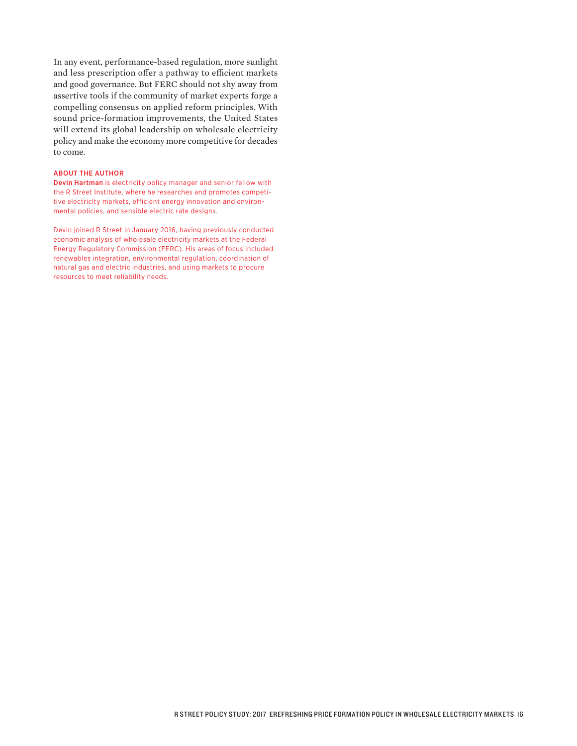In any event, performance-based regulation, more sunlight and less prescription offer a pathway to efficient markets and good governance. But FERC should not shy away from assertive tools if the community of market experts forge a compelling consensus on applied reform principles. With sound price-formation improvements, the United States will extend its global leadership on wholesale electricity policy and make the economy more competitive for decades to come.

### ABOUT THE AUTHOR

**Devin Hartman** is electricity policy manager and senior fellow with the R Street Institute, where he researches and promotes competitive electricity markets, efficient energy innovation and environmental policies, and sensible electric rate designs.

Devin joined R Street in January 2016, having previously conducted economic analysis of wholesale electricity markets at the Federal Energy Regulatory Commission (FERC). His areas of focus included renewables integration, environmental regulation, coordination of natural gas and electric industries, and using markets to procure resources to meet reliability needs.